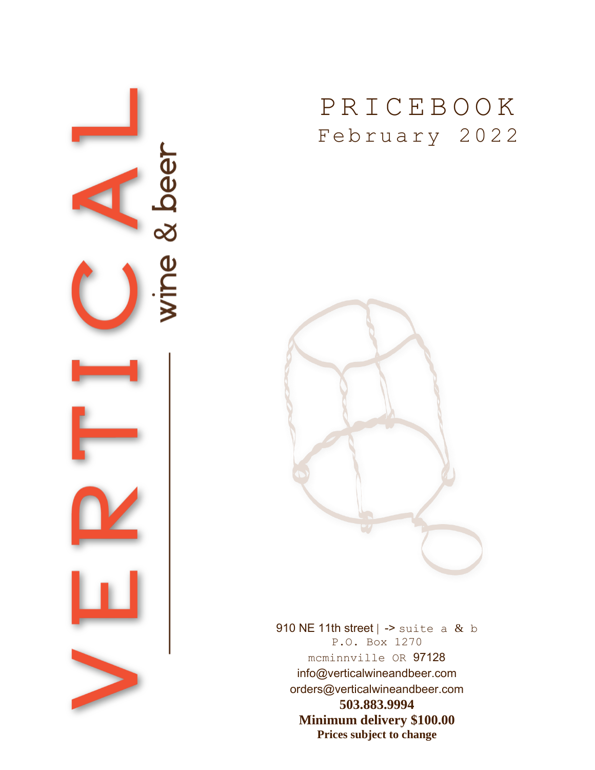# VERTICAL

wine & beer

# PRICEBOOK

February 2022

910 NE 11th street | -> suite a & b
P.O. Box 1270
mcminnville OR 97128
info@verticalwineandbeer.com
orders@verticalwineandbeer.com

**503.883.9994**

**Minimum delivery $100.00**

**Prices subject to change**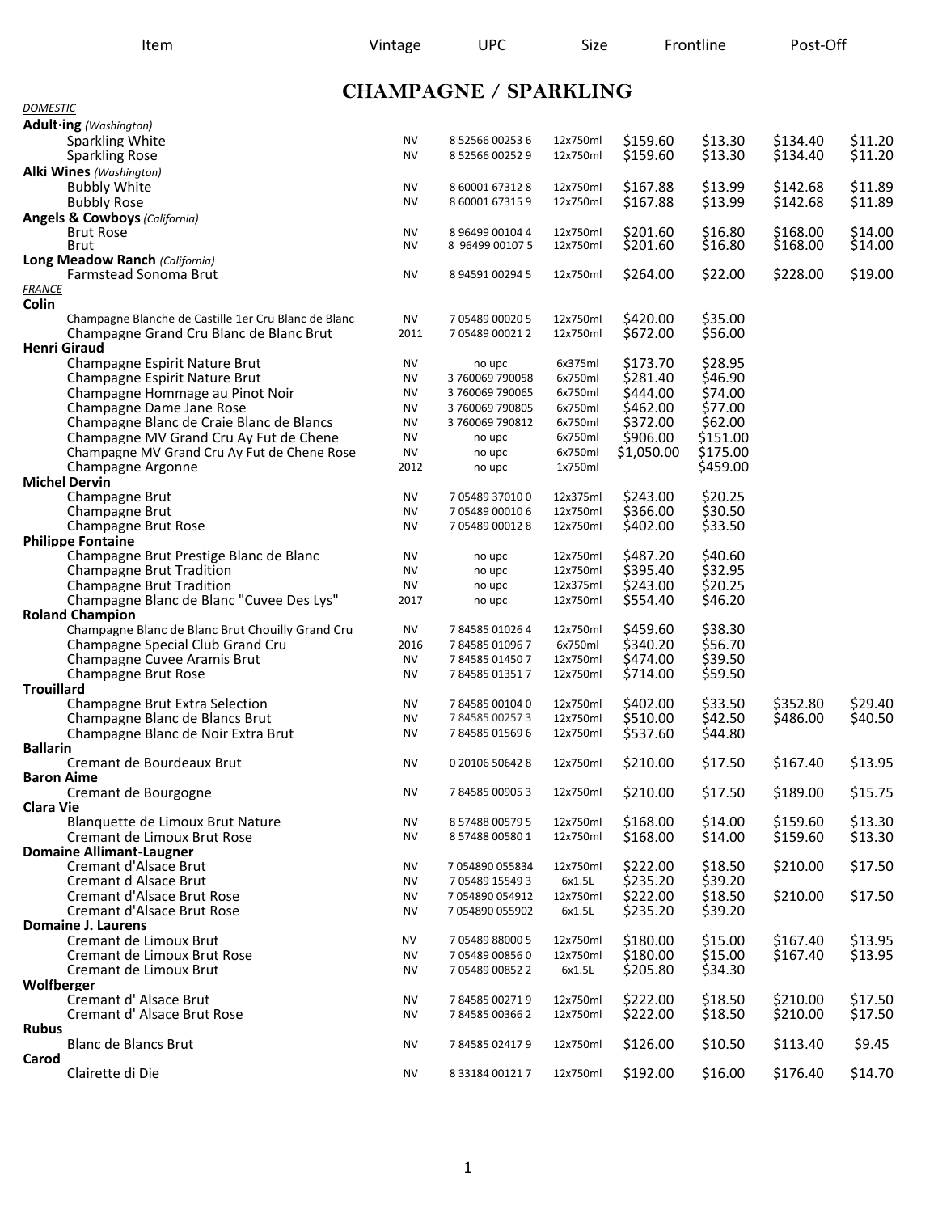## CHAMPAGNE / SPARKLING

| Item | Vintage | UPC | Size | Frontline | | Post-Off | |
|---|---|---|---|---|---|---|---|
| *DOMESTIC* | | | | | | | |
| **Adult·ing** *(Washington)* | | | | | | | |
| Sparkling White | NV | 8 52566 00253 6 | 12x750ml | $159.60 | $13.30 | $134.40 | $11.20 |
| Sparkling Rose | NV | 8 52566 00252 9 | 12x750ml | $159.60 | $13.30 | $134.40 | $11.20 |
| **Alki Wines** *(Washington)* | | | | | | | |
| Bubbly White | NV | 8 60001 67312 8 | 12x750ml | $167.88 | $13.99 | $142.68 | $11.89 |
| Bubbly Rose | NV | 8 60001 67315 9 | 12x750ml | $167.88 | $13.99 | $142.68 | $11.89 |
| **Angels & Cowboys** *(California)* | | | | | | | |
| Brut Rose | NV | 8 96499 00104 4 | 12x750ml | $201.60 | $16.80 | $168.00 | $14.00 |
| Brut | NV | 8 96499 00107 5 | 12x750ml | $201.60 | $16.80 | $168.00 | $14.00 |
| **Long Meadow Ranch** *(California)* | | | | | | | |
| Farmstead Sonoma Brut | NV | 8 94591 00294 5 | 12x750ml | $264.00 | $22.00 | $228.00 | $19.00 |
| *FRANCE* | | | | | | | |
| **Colin** | | | | | | | |
| Champagne Blanche de Castille 1er Cru Blanc de Blanc | NV | 7 05489 00020 5 | 12x750ml | $420.00 | $35.00 | | |
| Champagne Grand Cru Blanc de Blanc Brut | 2011 | 7 05489 00021 2 | 12x750ml | $672.00 | $56.00 | | |
| **Henri Giraud** | | | | | | | |
| Champagne Espirit Nature Brut | NV | no upc | 6x375ml | $173.70 | $28.95 | | |
| Champagne Espirit Nature Brut | NV | 3 760069 790058 | 6x750ml | $281.40 | $46.90 | | |
| Champagne Hommage au Pinot Noir | NV | 3 760069 790065 | 6x750ml | $444.00 | $74.00 | | |
| Champagne Dame Jane Rose | NV | 3 760069 790805 | 6x750ml | $462.00 | $77.00 | | |
| Champagne Blanc de Craie Blanc de Blancs | NV | 3 760069 790812 | 6x750ml | $372.00 | $62.00 | | |
| Champagne MV Grand Cru Ay Fut de Chene | NV | no upc | 6x750ml | $906.00 | $151.00 | | |
| Champagne MV Grand Cru Ay Fut de Chene Rose | NV | no upc | 6x750ml | $1,050.00 | $175.00 | | |
| Champagne Argonne | 2012 | no upc | 1x750ml | | $459.00 | | |
| **Michel Dervin** | | | | | | | |
| Champagne Brut | NV | 7 05489 37010 0 | 12x375ml | $243.00 | $20.25 | | |
| Champagne Brut | NV | 7 05489 00010 6 | 12x750ml | $366.00 | $30.50 | | |
| Champagne Brut Rose | NV | 7 05489 00012 8 | 12x750ml | $402.00 | $33.50 | | |
| **Philippe Fontaine** | | | | | | | |
| Champagne Brut Prestige Blanc de Blanc | NV | no upc | 12x750ml | $487.20 | $40.60 | | |
| Champagne Brut Tradition | NV | no upc | 12x750ml | $395.40 | $32.95 | | |
| Champagne Brut Tradition | NV | no upc | 12x375ml | $243.00 | $20.25 | | |
| Champagne Blanc de Blanc "Cuvee Des Lys" | 2017 | no upc | 12x750ml | $554.40 | $46.20 | | |
| **Roland Champion** | | | | | | | |
| Champagne Blanc de Blanc Brut Chouilly Grand Cru | NV | 7 84585 01026 4 | 12x750ml | $459.60 | $38.30 | | |
| Champagne Special Club Grand Cru | 2016 | 7 84585 01096 7 | 6x750ml | $340.20 | $56.70 | | |
| Champagne Cuvee Aramis Brut | NV | 7 84585 01450 7 | 12x750ml | $474.00 | $39.50 | | |
| Champagne Brut Rose | NV | 7 84585 01351 7 | 12x750ml | $714.00 | $59.50 | | |
| **Trouillard** | | | | | | | |
| Champagne Brut Extra Selection | NV | 7 84585 00104 0 | 12x750ml | $402.00 | $33.50 | $352.80 | $29.40 |
| Champagne Blanc de Blancs Brut | NV | 7 84585 00257 3 | 12x750ml | $510.00 | $42.50 | $486.00 | $40.50 |
| Champagne Blanc de Noir Extra Brut | NV | 7 84585 01569 6 | 12x750ml | $537.60 | $44.80 | | |
| **Ballarin** | | | | | | | |
| Cremant de Bourdeaux Brut | NV | 0 20106 50642 8 | 12x750ml | $210.00 | $17.50 | $167.40 | $13.95 |
| **Baron Aime** | | | | | | | |
| Cremant de Bourgogne | NV | 7 84585 00905 3 | 12x750ml | $210.00 | $17.50 | $189.00 | $15.75 |
| **Clara Vie** | | | | | | | |
| Blanquette de Limoux Brut Nature | NV | 8 57488 00579 5 | 12x750ml | $168.00 | $14.00 | $159.60 | $13.30 |
| Cremant de Limoux Brut Rose | NV | 8 57488 00580 1 | 12x750ml | $168.00 | $14.00 | $159.60 | $13.30 |
| **Domaine Allimant-Laugner** | | | | | | | |
| Cremant d'Alsace Brut | NV | 7 054890 055834 | 12x750ml | $222.00 | $18.50 | $210.00 | $17.50 |
| Cremant d Alsace Brut | NV | 7 05489 15549 3 | 6x1.5L | $235.20 | $39.20 | | |
| Cremant d'Alsace Brut Rose | NV | 7 054890 054912 | 12x750ml | $222.00 | $18.50 | $210.00 | $17.50 |
| Cremant d'Alsace Brut Rose | NV | 7 054890 055902 | 6x1.5L | $235.20 | $39.20 | | |
| **Domaine J. Laurens** | | | | | | | |
| Cremant de Limoux Brut | NV | 7 05489 88000 5 | 12x750ml | $180.00 | $15.00 | $167.40 | $13.95 |
| Cremant de Limoux Brut Rose | NV | 7 05489 00856 0 | 12x750ml | $180.00 | $15.00 | $167.40 | $13.95 |
| Cremant de Limoux Brut | NV | 7 05489 00852 2 | 6x1.5L | $205.80 | $34.30 | | |
| **Wolfberger** | | | | | | | |
| Cremant d' Alsace Brut | NV | 7 84585 00271 9 | 12x750ml | $222.00 | $18.50 | $210.00 | $17.50 |
| Cremant d' Alsace Brut Rose | NV | 7 84585 00366 2 | 12x750ml | $222.00 | $18.50 | $210.00 | $17.50 |
| **Rubus** | | | | | | | |
| Blanc de Blancs Brut | NV | 7 84585 02417 9 | 12x750ml | $126.00 | $10.50 | $113.40 | $9.45 |
| **Carod** | | | | | | | |
| Clairette di Die | NV | 8 33184 00121 7 | 12x750ml | $192.00 | $16.00 | $176.40 | $14.70 |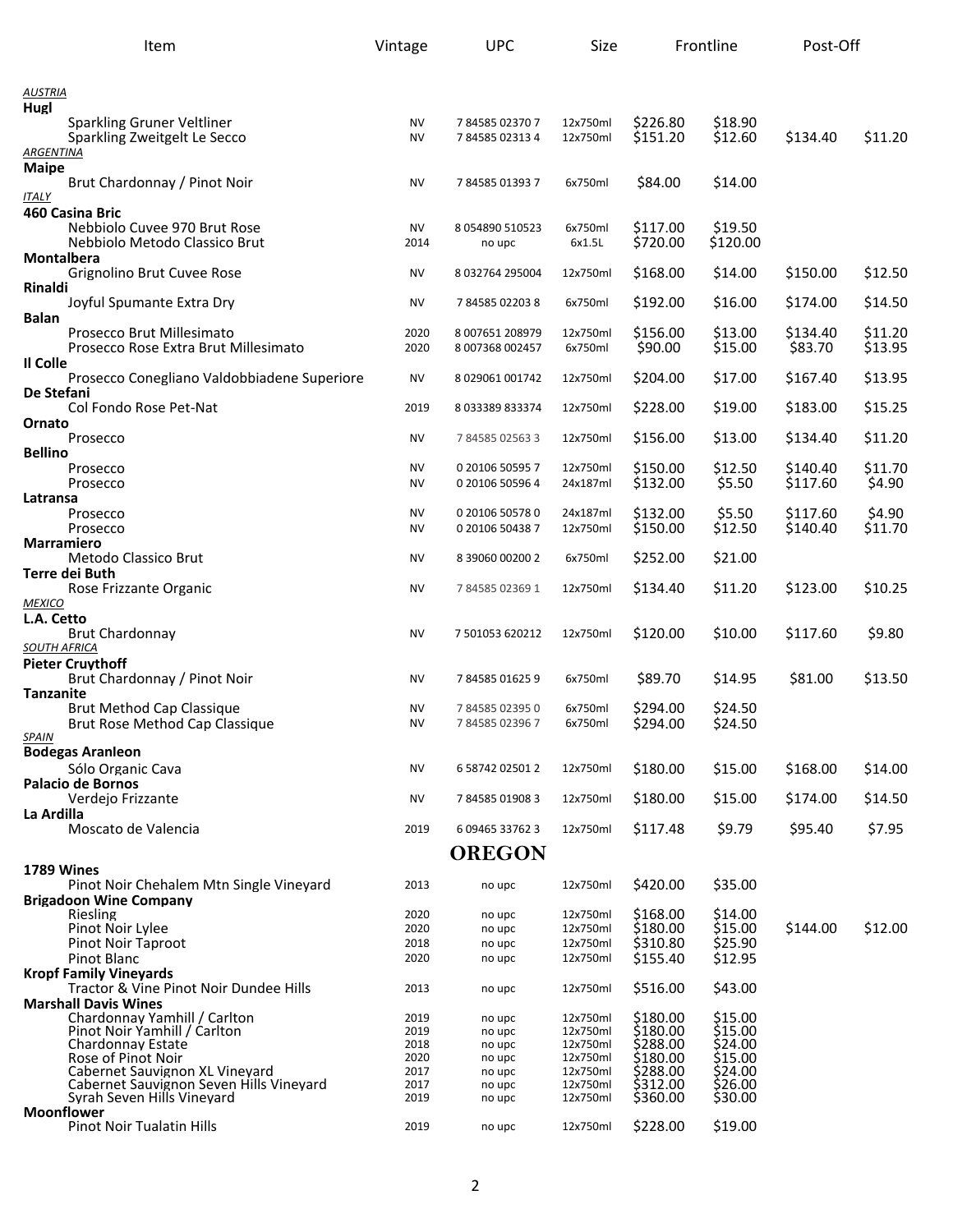| Item | Vintage | UPC | Size | Frontline | | Post-Off | |
|---|---|---|---|---|---|---|---|
| *AUSTRIA* | | | | | | | |
| **Hugl** | | | | | | | |
| Sparkling Gruner Veltliner | NV | 7 84585 02370 7 | 12x750ml | $226.80 | $18.90 | | |
| Sparkling Zweitgelt Le Secco | NV | 7 84585 02313 4 | 12x750ml | $151.20 | $12.60 | $134.40 | $11.20 |
| *ARGENTINA* | | | | | | | |
| **Maipe** | | | | | | | |
| Brut Chardonnay / Pinot Noir | NV | 7 84585 01393 7 | 6x750ml | $84.00 | $14.00 | | |
| *ITALY* | | | | | | | |
| **460 Casina Bric** | | | | | | | |
| Nebbiolo Cuvee 970 Brut Rose | NV | 8 054890 510523 | 6x750ml | $117.00 | $19.50 | | |
| Nebbiolo Metodo Classico Brut | 2014 | no upc | 6x1.5L | $720.00 | $120.00 | | |
| **Montalbera** | | | | | | | |
| Grignolino Brut Cuvee Rose | NV | 8 032764 295004 | 12x750ml | $168.00 | $14.00 | $150.00 | $12.50 |
| **Rinaldi** | | | | | | | |
| Joyful Spumante Extra Dry | NV | 7 84585 02203 8 | 6x750ml | $192.00 | $16.00 | $174.00 | $14.50 |
| **Balan** | | | | | | | |
| Prosecco Brut Millesimato | 2020 | 8 007651 208979 | 12x750ml | $156.00 | $13.00 | $134.40 | $11.20 |
| Prosecco Rose Extra Brut Millesimato | 2020 | 8 007368 002457 | 6x750ml | $90.00 | $15.00 | $83.70 | $13.95 |
| **Il Colle** | | | | | | | |
| Prosecco Conegliano Valdobbiadene Superiore | NV | 8 029061 001742 | 12x750ml | $204.00 | $17.00 | $167.40 | $13.95 |
| **De Stefani** | | | | | | | |
| Col Fondo Rose Pet-Nat | 2019 | 8 033389 833374 | 12x750ml | $228.00 | $19.00 | $183.00 | $15.25 |
| **Ornato** | | | | | | | |
| Prosecco | NV | 7 84585 02563 3 | 12x750ml | $156.00 | $13.00 | $134.40 | $11.20 |
| **Bellino** | | | | | | | |
| Prosecco | NV | 0 20106 50595 7 | 12x750ml | $150.00 | $12.50 | $140.40 | $11.70 |
| Prosecco | NV | 0 20106 50596 4 | 24x187ml | $132.00 | $5.50 | $117.60 | $4.90 |
| **Latransa** | | | | | | | |
| Prosecco | NV | 0 20106 50578 0 | 24x187ml | $132.00 | $5.50 | $117.60 | $4.90 |
| Prosecco | NV | 0 20106 50438 7 | 12x750ml | $150.00 | $12.50 | $140.40 | $11.70 |
| **Marramiero** | | | | | | | |
| Metodo Classico Brut | NV | 8 39060 00200 2 | 6x750ml | $252.00 | $21.00 | | |
| **Terre dei Buth** | | | | | | | |
| Rose Frizzante Organic | NV | 7 84585 02369 1 | 12x750ml | $134.40 | $11.20 | $123.00 | $10.25 |
| *MEXICO* | | | | | | | |
| **L.A. Cetto** | | | | | | | |
| Brut Chardonnay | NV | 7 501053 620212 | 12x750ml | $120.00 | $10.00 | $117.60 | $9.80 |
| *SOUTH AFRICA* | | | | | | | |
| **Pieter Cruythoff** | | | | | | | |
| Brut Chardonnay / Pinot Noir | NV | 7 84585 01625 9 | 6x750ml | $89.70 | $14.95 | $81.00 | $13.50 |
| **Tanzanite** | | | | | | | |
| Brut Method Cap Classique | NV | 7 84585 02395 0 | 6x750ml | $294.00 | $24.50 | | |
| Brut Rose Method Cap Classique | NV | 7 84585 02396 7 | 6x750ml | $294.00 | $24.50 | | |
| *SPAIN* | | | | | | | |
| **Bodegas Aranleon** | | | | | | | |
| Sólo Organic Cava | NV | 6 58742 02501 2 | 12x750ml | $180.00 | $15.00 | $168.00 | $14.00 |
| **Palacio de Bornos** | | | | | | | |
| Verdejo Frizzante | NV | 7 84585 01908 3 | 12x750ml | $180.00 | $15.00 | $174.00 | $14.50 |
| **La Ardilla** | | | | | | | |
| Moscato de Valencia | 2019 | 6 09465 33762 3 | 12x750ml | $117.48 | $9.79 | $95.40 | $7.95 |

## OREGON

| Item | Vintage | UPC | Size | Frontline | | Post-Off | |
|---|---|---|---|---|---|---|---|
| **1789 Wines** | | | | | | | |
| Pinot Noir Chehalem Mtn Single Vineyard | 2013 | no upc | 12x750ml | $420.00 | $35.00 | | |
| **Brigadoon Wine Company** | | | | | | | |
| Riesling | 2020 | no upc | 12x750ml | $168.00 | $14.00 | | |
| Pinot Noir Lylee | 2020 | no upc | 12x750ml | $180.00 | $15.00 | $144.00 | $12.00 |
| Pinot Noir Taproot | 2018 | no upc | 12x750ml | $310.80 | $25.90 | | |
| Pinot Blanc | 2020 | no upc | 12x750ml | $155.40 | $12.95 | | |
| **Kropf Family Vineyards** | | | | | | | |
| Tractor & Vine Pinot Noir Dundee Hills | 2013 | no upc | 12x750ml | $516.00 | $43.00 | | |
| **Marshall Davis Wines** | | | | | | | |
| Chardonnay Yamhill / Carlton | 2019 | no upc | 12x750ml | $180.00 | $15.00 | | |
| Pinot Noir Yamhill / Carlton | 2019 | no upc | 12x750ml | $180.00 | $15.00 | | |
| Chardonnay Estate | 2018 | no upc | 12x750ml | $288.00 | $24.00 | | |
| Rose of Pinot Noir | 2020 | no upc | 12x750ml | $180.00 | $15.00 | | |
| Cabernet Sauvignon XL Vineyard | 2017 | no upc | 12x750ml | $288.00 | $24.00 | | |
| Cabernet Sauvignon Seven Hills Vineyard | 2017 | no upc | 12x750ml | $312.00 | $26.00 | | |
| Syrah Seven Hills Vineyard | 2019 | no upc | 12x750ml | $360.00 | $30.00 | | |
| **Moonflower** | | | | | | | |
| Pinot Noir Tualatin Hills | 2019 | no upc | 12x750ml | $228.00 | $19.00 | | |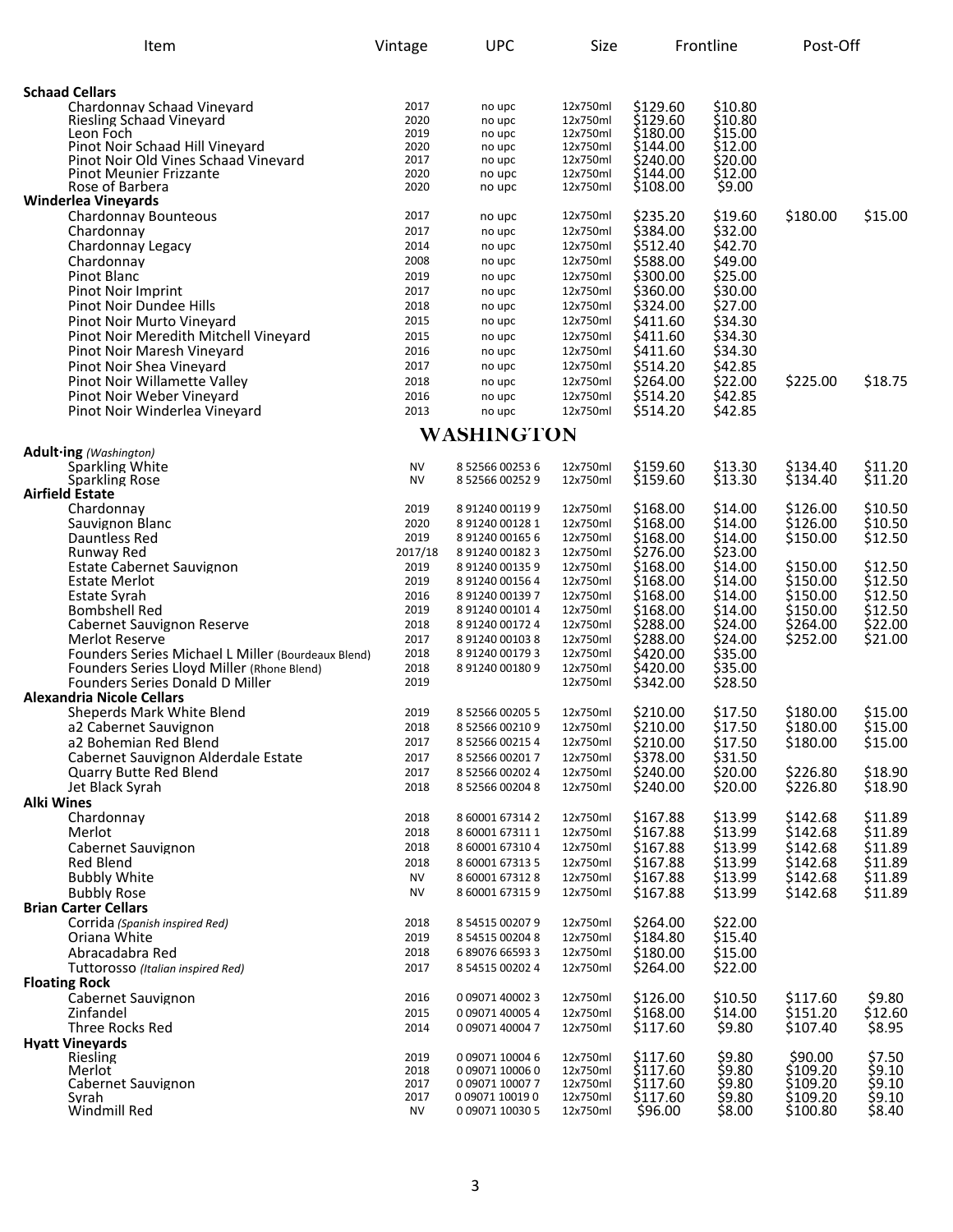| Item | Vintage | UPC | Size | Frontline | | Post-Off | |
|---|---|---|---|---|---|---|---|
| **Schaad Cellars** | | | | | | | |
| Chardonnay Schaad Vineyard | 2017 | no upc | 12x750ml | $129.60 | $10.80 | | |
| Riesling Schaad Vineyard | 2020 | no upc | 12x750ml | $129.60 | $10.80 | | |
| Leon Foch | 2019 | no upc | 12x750ml | $180.00 | $15.00 | | |
| Pinot Noir Schaad Hill Vineyard | 2020 | no upc | 12x750ml | $144.00 | $12.00 | | |
| Pinot Noir Old Vines Schaad Vineyard | 2017 | no upc | 12x750ml | $240.00 | $20.00 | | |
| Pinot Meunier Frizzante | 2020 | no upc | 12x750ml | $144.00 | $12.00 | | |
| Rose of Barbera | 2020 | no upc | 12x750ml | $108.00 | $9.00 | | |
| **Winderlea Vineyards** | | | | | | | |
| Chardonnay Bounteous | 2017 | no upc | 12x750ml | $235.20 | $19.60 | $180.00 | $15.00 |
| Chardonnay | 2017 | no upc | 12x750ml | $384.00 | $32.00 | | |
| Chardonnay Legacy | 2014 | no upc | 12x750ml | $512.40 | $42.70 | | |
| Chardonnay | 2008 | no upc | 12x750ml | $588.00 | $49.00 | | |
| Pinot Blanc | 2019 | no upc | 12x750ml | $300.00 | $25.00 | | |
| Pinot Noir Imprint | 2017 | no upc | 12x750ml | $360.00 | $30.00 | | |
| Pinot Noir Dundee Hills | 2018 | no upc | 12x750ml | $324.00 | $27.00 | | |
| Pinot Noir Murto Vineyard | 2015 | no upc | 12x750ml | $411.60 | $34.30 | | |
| Pinot Noir Meredith Mitchell Vineyard | 2015 | no upc | 12x750ml | $411.60 | $34.30 | | |
| Pinot Noir Maresh Vineyard | 2016 | no upc | 12x750ml | $411.60 | $34.30 | | |
| Pinot Noir Shea Vineyard | 2017 | no upc | 12x750ml | $514.20 | $42.85 | | |
| Pinot Noir Willamette Valley | 2018 | no upc | 12x750ml | $264.00 | $22.00 | $225.00 | $18.75 |
| Pinot Noir Weber Vineyard | 2016 | no upc | 12x750ml | $514.20 | $42.85 | | |
| Pinot Noir Winderlea Vineyard | 2013 | no upc | 12x750ml | $514.20 | $42.85 | | |

## WASHINGTON

| Item | Vintage | UPC | Size | Frontline | | Post-Off | |
|---|---|---|---|---|---|---|---|
| **Adult·ing** *(Washington)* | | | | | | | |
| Sparkling White | NV | 8 52566 00253 6 | 12x750ml | $159.60 | $13.30 | $134.40 | $11.20 |
| Sparkling Rose | NV | 8 52566 00252 9 | 12x750ml | $159.60 | $13.30 | $134.40 | $11.20 |
| **Airfield Estate** | | | | | | | |
| Chardonnay | 2019 | 8 91240 00119 9 | 12x750ml | $168.00 | $14.00 | $126.00 | $10.50 |
| Sauvignon Blanc | 2020 | 8 91240 00128 1 | 12x750ml | $168.00 | $14.00 | $126.00 | $10.50 |
| Dauntless Red | 2019 | 8 91240 00165 6 | 12x750ml | $168.00 | $14.00 | $150.00 | $12.50 |
| Runway Red | 2017/18 | 8 91240 00182 3 | 12x750ml | $276.00 | $23.00 | | |
| Estate Cabernet Sauvignon | 2019 | 8 91240 00135 9 | 12x750ml | $168.00 | $14.00 | $150.00 | $12.50 |
| Estate Merlot | 2019 | 8 91240 00156 4 | 12x750ml | $168.00 | $14.00 | $150.00 | $12.50 |
| Estate Syrah | 2016 | 8 91240 00139 7 | 12x750ml | $168.00 | $14.00 | $150.00 | $12.50 |
| Bombshell Red | 2019 | 8 91240 00101 4 | 12x750ml | $168.00 | $14.00 | $150.00 | $12.50 |
| Cabernet Sauvignon Reserve | 2018 | 8 91240 00172 4 | 12x750ml | $288.00 | $24.00 | $264.00 | $22.00 |
| Merlot Reserve | 2017 | 8 91240 00103 8 | 12x750ml | $288.00 | $24.00 | $252.00 | $21.00 |
| Founders Series Michael L Miller (Bourdeaux Blend) | 2018 | 8 91240 00179 3 | 12x750ml | $420.00 | $35.00 | | |
| Founders Series Lloyd Miller (Rhone Blend) | 2018 | 8 91240 00180 9 | 12x750ml | $420.00 | $35.00 | | |
| Founders Series Donald D Miller | 2019 | | 12x750ml | $342.00 | $28.50 | | |
| **Alexandria Nicole Cellars** | | | | | | | |
| Sheperds Mark White Blend | 2019 | 8 52566 00205 5 | 12x750ml | $210.00 | $17.50 | $180.00 | $15.00 |
| a2 Cabernet Sauvignon | 2018 | 8 52566 00210 9 | 12x750ml | $210.00 | $17.50 | $180.00 | $15.00 |
| a2 Bohemian Red Blend | 2017 | 8 52566 00215 4 | 12x750ml | $210.00 | $17.50 | $180.00 | $15.00 |
| Cabernet Sauvignon Alderdale Estate | 2017 | 8 52566 00201 7 | 12x750ml | $378.00 | $31.50 | | |
| Quarry Butte Red Blend | 2017 | 8 52566 00202 4 | 12x750ml | $240.00 | $20.00 | $226.80 | $18.90 |
| Jet Black Syrah | 2018 | 8 52566 00204 8 | 12x750ml | $240.00 | $20.00 | $226.80 | $18.90 |
| **Alki Wines** | | | | | | | |
| Chardonnay | 2018 | 8 60001 67314 2 | 12x750ml | $167.88 | $13.99 | $142.68 | $11.89 |
| Merlot | 2018 | 8 60001 67311 1 | 12x750ml | $167.88 | $13.99 | $142.68 | $11.89 |
| Cabernet Sauvignon | 2018 | 8 60001 67310 4 | 12x750ml | $167.88 | $13.99 | $142.68 | $11.89 |
| Red Blend | 2018 | 8 60001 67313 5 | 12x750ml | $167.88 | $13.99 | $142.68 | $11.89 |
| Bubbly White | NV | 8 60001 67312 8 | 12x750ml | $167.88 | $13.99 | $142.68 | $11.89 |
| Bubbly Rose | NV | 8 60001 67315 9 | 12x750ml | $167.88 | $13.99 | $142.68 | $11.89 |
| **Brian Carter Cellars** | | | | | | | |
| Corrida *(Spanish inspired Red)* | 2018 | 8 54515 00207 9 | 12x750ml | $264.00 | $22.00 | | |
| Oriana White | 2019 | 8 54515 00204 8 | 12x750ml | $184.80 | $15.40 | | |
| Abracadabra Red | 2018 | 6 89076 66593 3 | 12x750ml | $180.00 | $15.00 | | |
| Tuttorosso *(Italian inspired Red)* | 2017 | 8 54515 00202 4 | 12x750ml | $264.00 | $22.00 | | |
| **Floating Rock** | | | | | | | |
| Cabernet Sauvignon | 2016 | 0 09071 40002 3 | 12x750ml | $126.00 | $10.50 | $117.60 | $9.80 |
| Zinfandel | 2015 | 0 09071 40005 4 | 12x750ml | $168.00 | $14.00 | $151.20 | $12.60 |
| Three Rocks Red | 2014 | 0 09071 40004 7 | 12x750ml | $117.60 | $9.80 | $107.40 | $8.95 |
| **Hyatt Vineyards** | | | | | | | |
| Riesling | 2019 | 0 09071 10004 6 | 12x750ml | $117.60 | $9.80 | $90.00 | $7.50 |
| Merlot | 2018 | 0 09071 10006 0 | 12x750ml | $117.60 | $9.80 | $109.20 | $9.10 |
| Cabernet Sauvignon | 2017 | 0 09071 10007 7 | 12x750ml | $117.60 | $9.80 | $109.20 | $9.10 |
| Syrah | 2017 | 0 09071 10019 0 | 12x750ml | $117.60 | $9.80 | $109.20 | $9.10 |
| Windmill Red | NV | 0 09071 10030 5 | 12x750ml | $96.00 | $8.00 | $100.80 | $8.40 |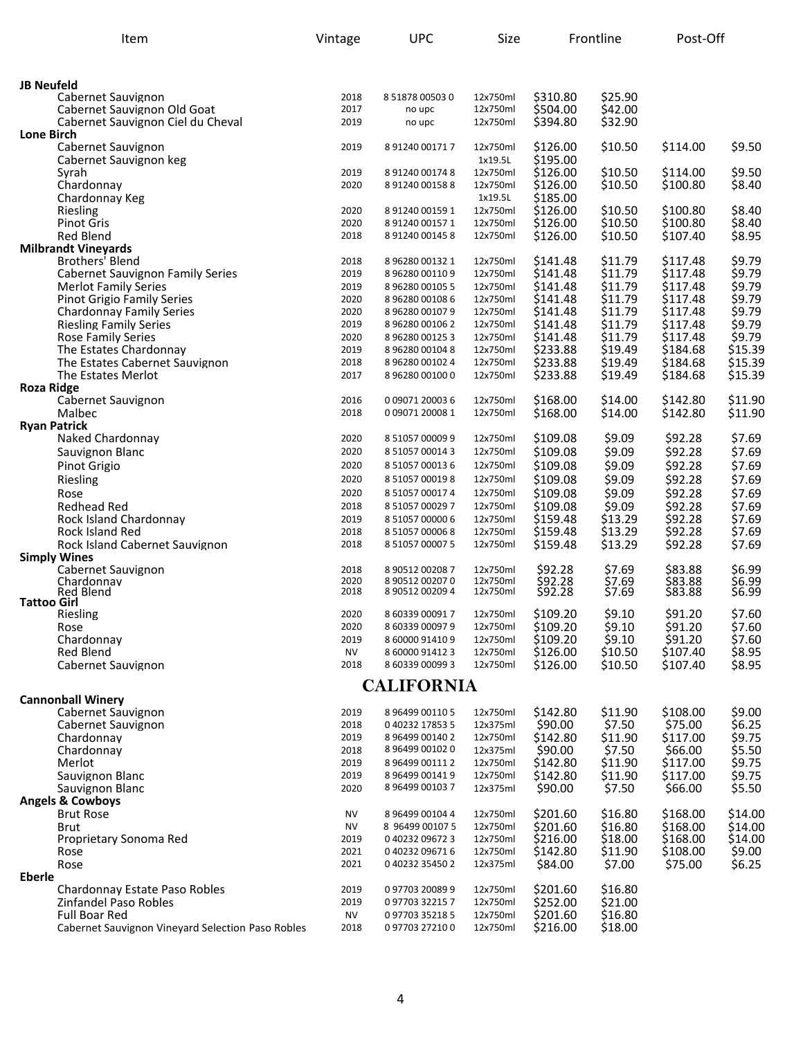| Item | Vintage | UPC | Size | Frontline | | Post-Off | |
|---|---|---|---|---|---|---|---|
| **JB Neufeld** | | | | | | | |
| Cabernet Sauvignon | 2018 | 8 51878 00503 0 | 12x750ml | $310.80 | $25.90 | | |
| Cabernet Sauvignon Old Goat | 2017 | no upc | 12x750ml | $504.00 | $42.00 | | |
| Cabernet Sauvignon Ciel du Cheval | 2019 | no upc | 12x750ml | $394.80 | $32.90 | | |
| **Lone Birch** | | | | | | | |
| Cabernet Sauvignon | 2019 | 8 91240 00171 7 | 12x750ml | $126.00 | $10.50 | $114.00 | $9.50 |
| Cabernet Sauvignon keg | | | 1x19.5L | $195.00 | | | |
| Syrah | 2019 | 8 91240 00174 8 | 12x750ml | $126.00 | $10.50 | $114.00 | $9.50 |
| Chardonnay | 2020 | 8 91240 00158 8 | 12x750ml | $126.00 | $10.50 | $100.80 | $8.40 |
| Chardonnay Keg | | | 1x19.5L | $185.00 | | | |
| Riesling | 2020 | 8 91240 00159 1 | 12x750ml | $126.00 | $10.50 | $100.80 | $8.40 |
| Pinot Gris | 2020 | 8 91240 00157 1 | 12x750ml | $126.00 | $10.50 | $100.80 | $8.40 |
| Red Blend | 2018 | 8 91240 00145 8 | 12x750ml | $126.00 | $10.50 | $107.40 | $8.95 |
| **Milbrandt Vineyards** | | | | | | | |
| Brothers' Blend | 2018 | 8 96280 00132 1 | 12x750ml | $141.48 | $11.79 | $117.48 | $9.79 |
| Cabernet Sauvignon Family Series | 2019 | 8 96280 00110 9 | 12x750ml | $141.48 | $11.79 | $117.48 | $9.79 |
| Merlot Family Series | 2019 | 8 96280 00105 5 | 12x750ml | $141.48 | $11.79 | $117.48 | $9.79 |
| Pinot Grigio Family Series | 2020 | 8 96280 00108 6 | 12x750ml | $141.48 | $11.79 | $117.48 | $9.79 |
| Chardonnay Family Series | 2020 | 8 96280 00107 9 | 12x750ml | $141.48 | $11.79 | $117.48 | $9.79 |
| Riesling Family Series | 2019 | 8 96280 00106 2 | 12x750ml | $141.48 | $11.79 | $117.48 | $9.79 |
| Rose Family Series | 2020 | 8 96280 00125 3 | 12x750ml | $141.48 | $11.79 | $117.48 | $9.79 |
| The Estates Chardonnay | 2019 | 8 96280 00104 8 | 12x750ml | $233.88 | $19.49 | $184.68 | $15.39 |
| The Estates Cabernet Sauvignon | 2018 | 8 96280 00102 4 | 12x750ml | $233.88 | $19.49 | $184.68 | $15.39 |
| The Estates Merlot | 2017 | 8 96280 00100 0 | 12x750ml | $233.88 | $19.49 | $184.68 | $15.39 |
| **Roza Ridge** | | | | | | | |
| Cabernet Sauvignon | 2016 | 0 09071 20003 6 | 12x750ml | $168.00 | $14.00 | $142.80 | $11.90 |
| Malbec | 2018 | 0 09071 20008 1 | 12x750ml | $168.00 | $14.00 | $142.80 | $11.90 |
| **Ryan Patrick** | | | | | | | |
| Naked Chardonnay | 2020 | 8 51057 00009 9 | 12x750ml | $109.08 | $9.09 | $92.28 | $7.69 |
| Sauvignon Blanc | 2020 | 8 51057 00014 3 | 12x750ml | $109.08 | $9.09 | $92.28 | $7.69 |
| Pinot Grigio | 2020 | 8 51057 00013 6 | 12x750ml | $109.08 | $9.09 | $92.28 | $7.69 |
| Riesling | 2020 | 8 51057 00019 8 | 12x750ml | $109.08 | $9.09 | $92.28 | $7.69 |
| Rose | 2020 | 8 51057 00017 4 | 12x750ml | $109.08 | $9.09 | $92.28 | $7.69 |
| Redhead Red | 2018 | 8 51057 00029 7 | 12x750ml | $109.08 | $9.09 | $92.28 | $7.69 |
| Rock Island Chardonnay | 2019 | 8 51057 00000 6 | 12x750ml | $159.48 | $13.29 | $92.28 | $7.69 |
| Rock Island Red | 2018 | 8 51057 00006 8 | 12x750ml | $159.48 | $13.29 | $92.28 | $7.69 |
| Rock Island Cabernet Sauvignon | 2018 | 8 51057 00007 5 | 12x750ml | $159.48 | $13.29 | $92.28 | $7.69 |
| **Simply Wines** | | | | | | | |
| Cabernet Sauvignon | 2018 | 8 90512 00208 7 | 12x750ml | $92.28 | $7.69 | $83.88 | $6.99 |
| Chardonnay | 2020 | 8 90512 00207 0 | 12x750ml | $92.28 | $7.69 | $83.88 | $6.99 |
| Red Blend | 2018 | 8 90512 00209 4 | 12x750ml | $92.28 | $7.69 | $83.88 | $6.99 |
| **Tattoo Girl** | | | | | | | |
| Riesling | 2020 | 8 60339 00091 7 | 12x750ml | $109.20 | $9.10 | $91.20 | $7.60 |
| Rose | 2020 | 8 60339 00097 9 | 12x750ml | $109.20 | $9.10 | $91.20 | $7.60 |
| Chardonnay | 2019 | 8 60000 91410 9 | 12x750ml | $109.20 | $9.10 | $91.20 | $7.60 |
| Red Blend | NV | 8 60000 91412 3 | 12x750ml | $126.00 | $10.50 | $107.40 | $8.95 |
| Cabernet Sauvignon | 2018 | 8 60339 00099 3 | 12x750ml | $126.00 | $10.50 | $107.40 | $8.95 |

## CALIFORNIA

| Item | Vintage | UPC | Size | Frontline | | Post-Off | |
|---|---|---|---|---|---|---|---|
| **Cannonball Winery** | | | | | | | |
| Cabernet Sauvignon | 2019 | 8 96499 00110 5 | 12x750ml | $142.80 | $11.90 | $108.00 | $9.00 |
| Cabernet Sauvignon | 2018 | 0 40232 17853 5 | 12x375ml | $90.00 | $7.50 | $75.00 | $6.25 |
| Chardonnay | 2019 | 8 96499 00140 2 | 12x750ml | $142.80 | $11.90 | $117.00 | $9.75 |
| Chardonnay | 2018 | 8 96499 00102 0 | 12x375ml | $90.00 | $7.50 | $66.00 | $5.50 |
| Merlot | 2019 | 8 96499 00111 2 | 12x750ml | $142.80 | $11.90 | $117.00 | $9.75 |
| Sauvignon Blanc | 2019 | 8 96499 00141 9 | 12x750ml | $142.80 | $11.90 | $117.00 | $9.75 |
| Sauvignon Blanc | 2020 | 8 96499 00103 7 | 12x375ml | $90.00 | $7.50 | $66.00 | $5.50 |
| **Angels & Cowboys** | | | | | | | |
| Brut Rose | NV | 8 96499 00104 4 | 12x750ml | $201.60 | $16.80 | $168.00 | $14.00 |
| Brut | NV | 8 96499 00107 5 | 12x750ml | $201.60 | $16.80 | $168.00 | $14.00 |
| Proprietary Sonoma Red | 2019 | 0 40232 09672 3 | 12x750ml | $216.00 | $18.00 | $168.00 | $14.00 |
| Rose | 2021 | 0 40232 09671 6 | 12x750ml | $142.80 | $11.90 | $108.00 | $9.00 |
| Rose | 2021 | 0 40232 35450 2 | 12x375ml | $84.00 | $7.00 | $75.00 | $6.25 |
| **Eberle** | | | | | | | |
| Chardonnay Estate Paso Robles | 2019 | 0 97703 20089 9 | 12x750ml | $201.60 | $16.80 | | |
| Zinfandel Paso Robles | 2019 | 0 97703 32215 7 | 12x750ml | $252.00 | $21.00 | | |
| Full Boar Red | NV | 0 97703 35218 5 | 12x750ml | $201.60 | $16.80 | | |
| Cabernet Sauvignon Vineyard Selection Paso Robles | 2018 | 0 97703 27210 0 | 12x750ml | $216.00 | $18.00 | | |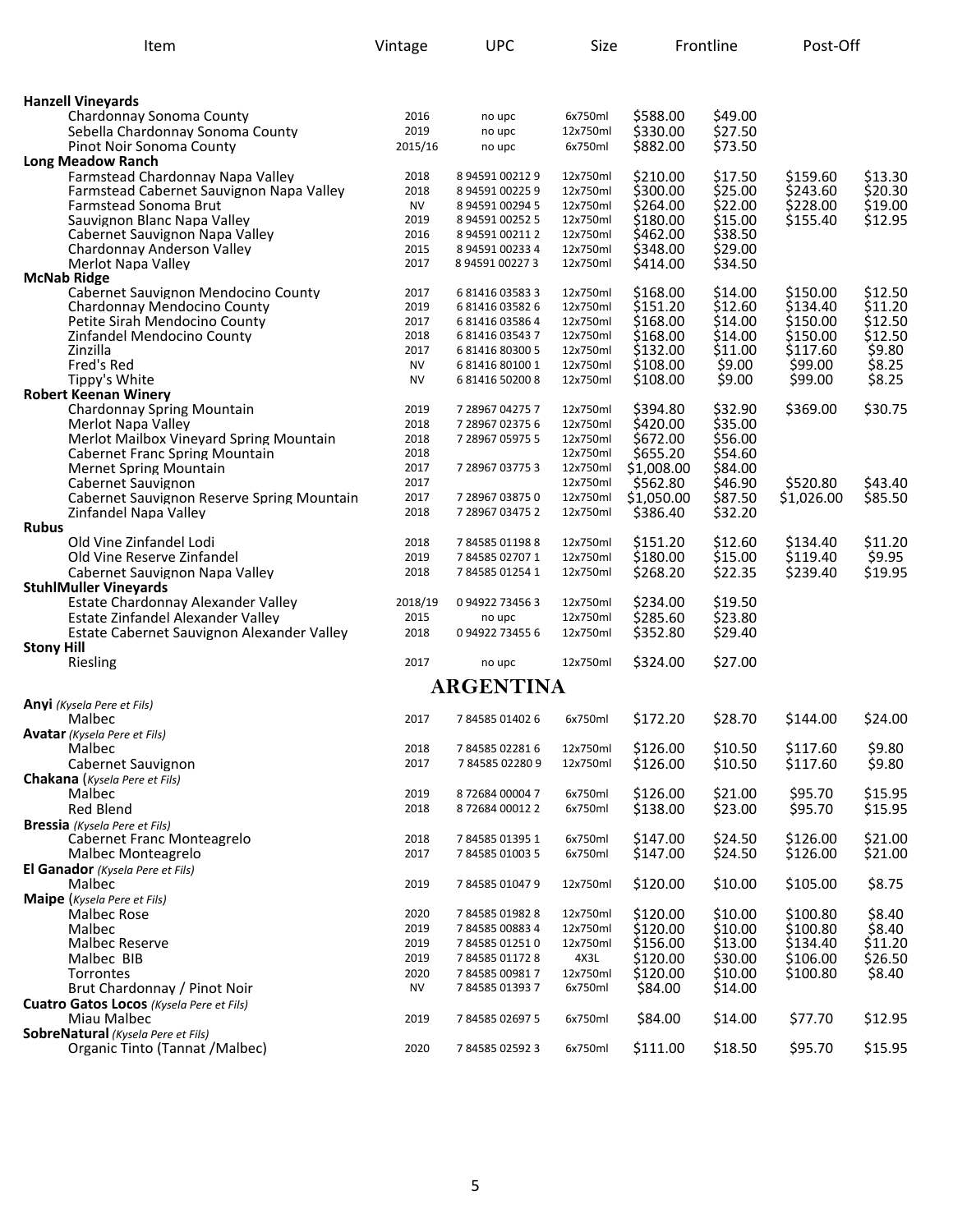| Item | Vintage | UPC | Size | Frontline | | Post-Off | |
|---|---|---|---|---|---|---|---|
| **Hanzell Vineyards** | | | | | | | |
| Chardonnay Sonoma County | 2016 | no upc | 6x750ml | $588.00 | $49.00 | | |
| Sebella Chardonnay Sonoma County | 2019 | no upc | 12x750ml | $330.00 | $27.50 | | |
| Pinot Noir Sonoma County | 2015/16 | no upc | 6x750ml | $882.00 | $73.50 | | |
| **Long Meadow Ranch** | | | | | | | |
| Farmstead Chardonnay Napa Valley | 2018 | 8 94591 00212 9 | 12x750ml | $210.00 | $17.50 | $159.60 | $13.30 |
| Farmstead Cabernet Sauvignon Napa Valley | 2018 | 8 94591 00225 9 | 12x750ml | $300.00 | $25.00 | $243.60 | $20.30 |
| Farmstead Sonoma Brut | NV | 8 94591 00294 5 | 12x750ml | $264.00 | $22.00 | $228.00 | $19.00 |
| Sauvignon Blanc Napa Valley | 2019 | 8 94591 00252 5 | 12x750ml | $180.00 | $15.00 | $155.40 | $12.95 |
| Cabernet Sauvignon Napa Valley | 2016 | 8 94591 00211 2 | 12x750ml | $462.00 | $38.50 | | |
| Chardonnay Anderson Valley | 2015 | 8 94591 00233 4 | 12x750ml | $348.00 | $29.00 | | |
| Merlot Napa Valley | 2017 | 8 94591 00227 3 | 12x750ml | $414.00 | $34.50 | | |
| **McNab Ridge** | | | | | | | |
| Cabernet Sauvignon Mendocino County | 2017 | 6 81416 03583 3 | 12x750ml | $168.00 | $14.00 | $150.00 | $12.50 |
| Chardonnay Mendocino County | 2019 | 6 81416 03582 6 | 12x750ml | $151.20 | $12.60 | $134.40 | $11.20 |
| Petite Sirah Mendocino County | 2017 | 6 81416 03586 4 | 12x750ml | $168.00 | $14.00 | $150.00 | $12.50 |
| Zinfandel Mendocino County | 2018 | 6 81416 03543 7 | 12x750ml | $168.00 | $14.00 | $150.00 | $12.50 |
| Zinzilla | 2017 | 6 81416 80300 5 | 12x750ml | $132.00 | $11.00 | $117.60 | $9.80 |
| Fred's Red | NV | 6 81416 80100 1 | 12x750ml | $108.00 | $9.00 | $99.00 | $8.25 |
| Tippy's White | NV | 6 81416 50200 8 | 12x750ml | $108.00 | $9.00 | $99.00 | $8.25 |
| **Robert Keenan Winery** | | | | | | | |
| Chardonnay Spring Mountain | 2019 | 7 28967 04275 7 | 12x750ml | $394.80 | $32.90 | $369.00 | $30.75 |
| Merlot Napa Valley | 2018 | 7 28967 02375 6 | 12x750ml | $420.00 | $35.00 | | |
| Merlot Mailbox Vineyard Spring Mountain | 2018 | 7 28967 05975 5 | 12x750ml | $672.00 | $56.00 | | |
| Cabernet Franc Spring Mountain | 2018 | | 12x750ml | $655.20 | $54.60 | | |
| Mernet Spring Mountain | 2017 | 7 28967 03775 3 | 12x750ml | $1,008.00 | $84.00 | | |
| Cabernet Sauvignon | 2017 | | 12x750ml | $562.80 | $46.90 | $520.80 | $43.40 |
| Cabernet Sauvignon Reserve Spring Mountain | 2017 | 7 28967 03875 0 | 12x750ml | $1,050.00 | $87.50 | $1,026.00 | $85.50 |
| Zinfandel Napa Valley | 2018 | 7 28967 03475 2 | 12x750ml | $386.40 | $32.20 | | |
| **Rubus** | | | | | | | |
| Old Vine Zinfandel Lodi | 2018 | 7 84585 01198 8 | 12x750ml | $151.20 | $12.60 | $134.40 | $11.20 |
| Old Vine Reserve Zinfandel | 2019 | 7 84585 02707 1 | 12x750ml | $180.00 | $15.00 | $119.40 | $9.95 |
| Cabernet Sauvignon Napa Valley | 2018 | 7 84585 01254 1 | 12x750ml | $268.20 | $22.35 | $239.40 | $19.95 |
| **StuhlMuller Vineyards** | | | | | | | |
| Estate Chardonnay Alexander Valley | 2018/19 | 0 94922 73456 3 | 12x750ml | $234.00 | $19.50 | | |
| Estate Zinfandel Alexander Valley | 2015 | no upc | 12x750ml | $285.60 | $23.80 | | |
| Estate Cabernet Sauvignon Alexander Valley | 2018 | 0 94922 73455 6 | 12x750ml | $352.80 | $29.40 | | |
| **Stony Hill** | | | | | | | |
| Riesling | 2017 | no upc | 12x750ml | $324.00 | $27.00 | | |

## ARGENTINA

| Item | Vintage | UPC | Size | Frontline | | Post-Off | |
|---|---|---|---|---|---|---|---|
| **Anyi** *(Kysela Pere et Fils)* | | | | | | | |
| Malbec | 2017 | 7 84585 01402 6 | 6x750ml | $172.20 | $28.70 | $144.00 | $24.00 |
| **Avatar** *(Kysela Pere et Fils)* | | | | | | | |
| Malbec | 2018 | 7 84585 02281 6 | 12x750ml | $126.00 | $10.50 | $117.60 | $9.80 |
| Cabernet Sauvignon | 2017 | 7 84585 02280 9 | 12x750ml | $126.00 | $10.50 | $117.60 | $9.80 |
| **Chakana** *(Kysela Pere et Fils)* | | | | | | | |
| Malbec | 2019 | 8 72684 00004 7 | 6x750ml | $126.00 | $21.00 | $95.70 | $15.95 |
| Red Blend | 2018 | 8 72684 00012 2 | 6x750ml | $138.00 | $23.00 | $95.70 | $15.95 |
| **Bressia** *(Kysela Pere et Fils)* | | | | | | | |
| Cabernet Franc Monteagrelo | 2018 | 7 84585 01395 1 | 6x750ml | $147.00 | $24.50 | $126.00 | $21.00 |
| Malbec Monteagrelo | 2017 | 7 84585 01003 5 | 6x750ml | $147.00 | $24.50 | $126.00 | $21.00 |
| **El Ganador** *(Kysela Pere et Fils)* | | | | | | | |
| Malbec | 2019 | 7 84585 01047 9 | 12x750ml | $120.00 | $10.00 | $105.00 | $8.75 |
| **Maipe** *(Kysela Pere et Fils)* | | | | | | | |
| Malbec Rose | 2020 | 7 84585 01982 8 | 12x750ml | $120.00 | $10.00 | $100.80 | $8.40 |
| Malbec | 2019 | 7 84585 00883 4 | 12x750ml | $120.00 | $10.00 | $100.80 | $8.40 |
| Malbec Reserve | 2019 | 7 84585 01251 0 | 12x750ml | $156.00 | $13.00 | $134.40 | $11.20 |
| Malbec BIB | 2019 | 7 84585 01172 8 | 4X3L | $120.00 | $30.00 | $106.00 | $26.50 |
| Torrontes | 2020 | 7 84585 00981 7 | 12x750ml | $120.00 | $10.00 | $100.80 | $8.40 |
| Brut Chardonnay / Pinot Noir | NV | 7 84585 01393 7 | 6x750ml | $84.00 | $14.00 | | |
| **Cuatro Gatos Locos** *(Kysela Pere et Fils)* | | | | | | | |
| Miau Malbec | 2019 | 7 84585 02697 5 | 6x750ml | $84.00 | $14.00 | $77.70 | $12.95 |
| **SobreNatural** *(Kysela Pere et Fils)* | | | | | | | |
| Organic Tinto (Tannat /Malbec) | 2020 | 7 84585 02592 3 | 6x750ml | $111.00 | $18.50 | $95.70 | $15.95 |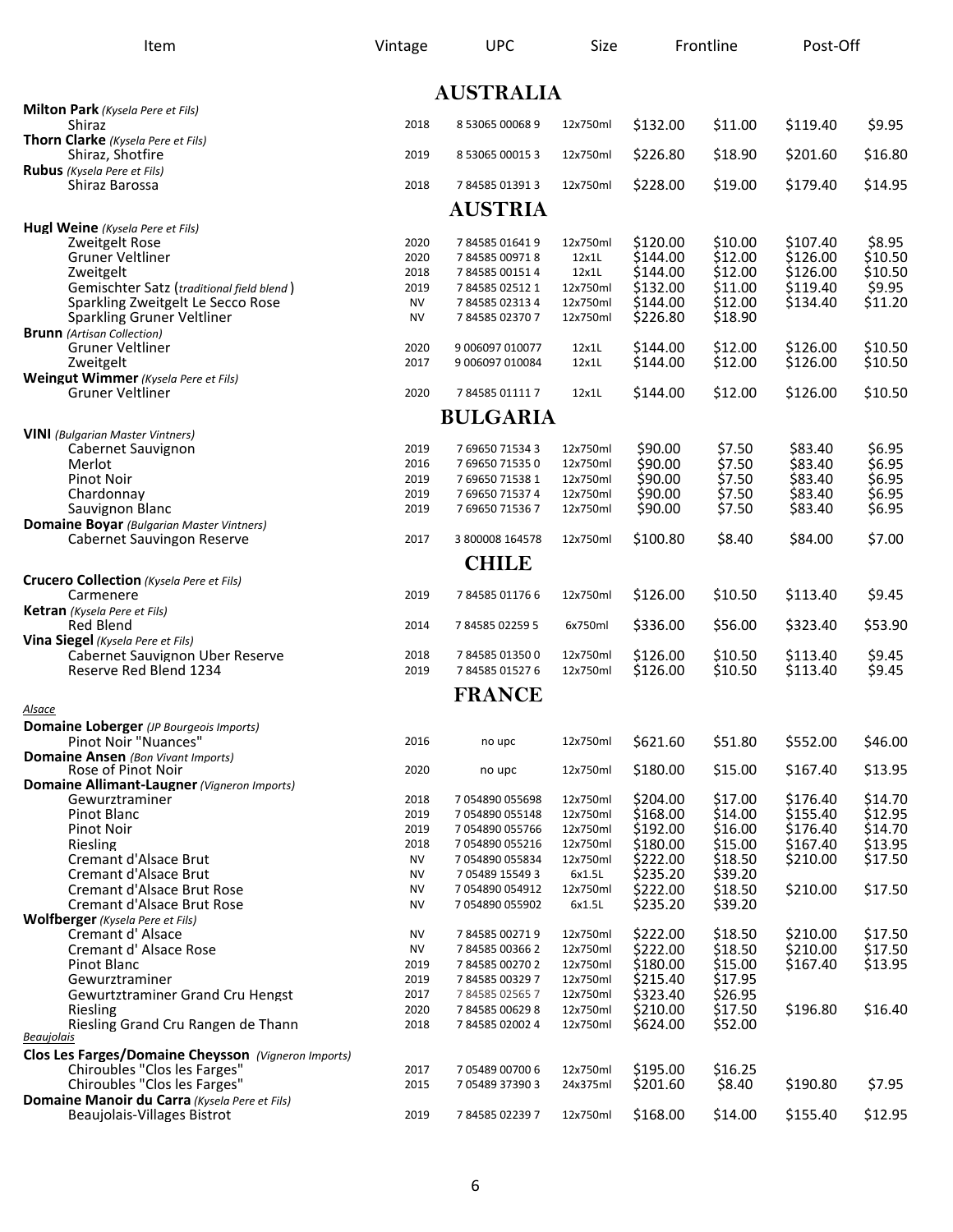| Item | Vintage | UPC | Size | Frontline | | Post-Off | |
|---|---|---|---|---|---|---|---|
| **AUSTRALIA** | | | | | | | |
| **Milton Park** *(Kysela Pere et Fils)* | | | | | | | |
| Shiraz | 2018 | 8 53065 00068 9 | 12x750ml | $132.00 | $11.00 | $119.40 | $9.95 |
| **Thorn Clarke** *(Kysela Pere et Fils)* | | | | | | | |
| Shiraz, Shotfire | 2019 | 8 53065 00015 3 | 12x750ml | $226.80 | $18.90 | $201.60 | $16.80 |
| **Rubus** *(Kysela Pere et Fils)* | | | | | | | |
| Shiraz Barossa | 2018 | 7 84585 01391 3 | 12x750ml | $228.00 | $19.00 | $179.40 | $14.95 |
| **AUSTRIA** | | | | | | | |
| **Hugl Weine** *(Kysela Pere et Fils)* | | | | | | | |
| Zweitgelt Rose | 2020 | 7 84585 01641 9 | 12x750ml | $120.00 | $10.00 | $107.40 | $8.95 |
| Gruner Veltliner | 2020 | 7 84585 00971 8 | 12x1L | $144.00 | $12.00 | $126.00 | $10.50 |
| Zweitgelt | 2018 | 7 84585 00151 4 | 12x1L | $144.00 | $12.00 | $126.00 | $10.50 |
| Gemischter Satz (*traditional field blend*) | 2019 | 7 84585 02512 1 | 12x750ml | $132.00 | $11.00 | $119.40 | $9.95 |
| Sparkling Zweitgelt Le Secco Rose | NV | 7 84585 02313 4 | 12x750ml | $144.00 | $12.00 | $134.40 | $11.20 |
| Sparkling Gruner Veltliner | NV | 7 84585 02370 7 | 12x750ml | $226.80 | $18.90 | | |
| **Brunn** *(Artisan Collection)* | | | | | | | |
| Gruner Veltliner | 2020 | 9 006097 010077 | 12x1L | $144.00 | $12.00 | $126.00 | $10.50 |
| Zweitgelt | 2017 | 9 006097 010084 | 12x1L | $144.00 | $12.00 | $126.00 | $10.50 |
| **Weingut Wimmer** *(Kysela Pere et Fils)* | | | | | | | |
| Gruner Veltliner | 2020 | 7 84585 01111 7 | 12x1L | $144.00 | $12.00 | $126.00 | $10.50 |
| **BULGARIA** | | | | | | | |
| **VINI** *(Bulgarian Master Vintners)* | | | | | | | |
| Cabernet Sauvignon | 2019 | 7 69650 71534 3 | 12x750ml | $90.00 | $7.50 | $83.40 | $6.95 |
| Merlot | 2016 | 7 69650 71535 0 | 12x750ml | $90.00 | $7.50 | $83.40 | $6.95 |
| Pinot Noir | 2019 | 7 69650 71538 1 | 12x750ml | $90.00 | $7.50 | $83.40 | $6.95 |
| Chardonnay | 2019 | 7 69650 71537 4 | 12x750ml | $90.00 | $7.50 | $83.40 | $6.95 |
| Sauvignon Blanc | 2019 | 7 69650 71536 7 | 12x750ml | $90.00 | $7.50 | $83.40 | $6.95 |
| **Domaine Boyar** *(Bulgarian Master Vintners)* | | | | | | | |
| Cabernet Sauvingon Reserve | 2017 | 3 800008 164578 | 12x750ml | $100.80 | $8.40 | $84.00 | $7.00 |
| **CHILE** | | | | | | | |
| **Crucero Collection** *(Kysela Pere et Fils)* | | | | | | | |
| Carmenere | 2019 | 7 84585 01176 6 | 12x750ml | $126.00 | $10.50 | $113.40 | $9.45 |
| **Ketran** *(Kysela Pere et Fils)* | | | | | | | |
| Red Blend | 2014 | 7 84585 02259 5 | 6x750ml | $336.00 | $56.00 | $323.40 | $53.90 |
| **Vina Siegel** *(Kysela Pere et Fils)* | | | | | | | |
| Cabernet Sauvignon Uber Reserve | 2018 | 7 84585 01350 0 | 12x750ml | $126.00 | $10.50 | $113.40 | $9.45 |
| Reserve Red Blend 1234 | 2019 | 7 84585 01527 6 | 12x750ml | $126.00 | $10.50 | $113.40 | $9.45 |
| **FRANCE** | | | | | | | |
| *Alsace* | | | | | | | |
| **Domaine Loberger** *(JP Bourgeois Imports)* | | | | | | | |
| Pinot Noir "Nuances" | 2016 | no upc | 12x750ml | $621.60 | $51.80 | $552.00 | $46.00 |
| **Domaine Ansen** *(Bon Vivant Imports)* | | | | | | | |
| Rose of Pinot Noir | 2020 | no upc | 12x750ml | $180.00 | $15.00 | $167.40 | $13.95 |
| **Domaine Allimant-Laugner** *(Vigneron Imports)* | | | | | | | |
| Gewurztraminer | 2018 | 7 054890 055698 | 12x750ml | $204.00 | $17.00 | $176.40 | $14.70 |
| Pinot Blanc | 2019 | 7 054890 055148 | 12x750ml | $168.00 | $14.00 | $155.40 | $12.95 |
| Pinot Noir | 2019 | 7 054890 055766 | 12x750ml | $192.00 | $16.00 | $176.40 | $14.70 |
| Riesling | 2018 | 7 054890 055216 | 12x750ml | $180.00 | $15.00 | $167.40 | $13.95 |
| Cremant d'Alsace Brut | NV | 7 054890 055834 | 12x750ml | $222.00 | $18.50 | $210.00 | $17.50 |
| Cremant d'Alsace Brut | NV | 7 05489 15549 3 | 6x1.5L | $235.20 | $39.20 | | |
| Cremant d'Alsace Brut Rose | NV | 7 054890 054912 | 12x750ml | $222.00 | $18.50 | $210.00 | $17.50 |
| Cremant d'Alsace Brut Rose | NV | 7 054890 055902 | 6x1.5L | $235.20 | $39.20 | | |
| **Wolfberger** *(Kysela Pere et Fils)* | | | | | | | |
| Cremant d' Alsace | NV | 7 84585 00271 9 | 12x750ml | $222.00 | $18.50 | $210.00 | $17.50 |
| Cremant d' Alsace Rose | NV | 7 84585 00366 2 | 12x750ml | $222.00 | $18.50 | $210.00 | $17.50 |
| Pinot Blanc | 2019 | 7 84585 00270 2 | 12x750ml | $180.00 | $15.00 | $167.40 | $13.95 |
| Gewurztraminer | 2019 | 7 84585 00329 7 | 12x750ml | $215.40 | $17.95 | | |
| Gewurtztraminer Grand Cru Hengst | 2017 | 7 84585 02565 7 | 12x750ml | $323.40 | $26.95 | | |
| Riesling | 2020 | 7 84585 00629 8 | 12x750ml | $210.00 | $17.50 | $196.80 | $16.40 |
| Riesling Grand Cru Rangen de Thann | 2018 | 7 84585 02002 4 | 12x750ml | $624.00 | $52.00 | | |
| *Beaujolais* | | | | | | | |
| **Clos Les Farges/Domaine Cheysson** *(Vigneron Imports)* | | | | | | | |
| Chiroubles "Clos les Farges" | 2017 | 7 05489 00700 6 | 12x750ml | $195.00 | $16.25 | | |
| Chiroubles "Clos les Farges" | 2015 | 7 05489 37390 3 | 24x375ml | $201.60 | $8.40 | $190.80 | $7.95 |
| **Domaine Manoir du Carra** *(Kysela Pere et Fils)* | | | | | | | |
| Beaujolais-Villages Bistrot | 2019 | 7 84585 02239 7 | 12x750ml | $168.00 | $14.00 | $155.40 | $12.95 |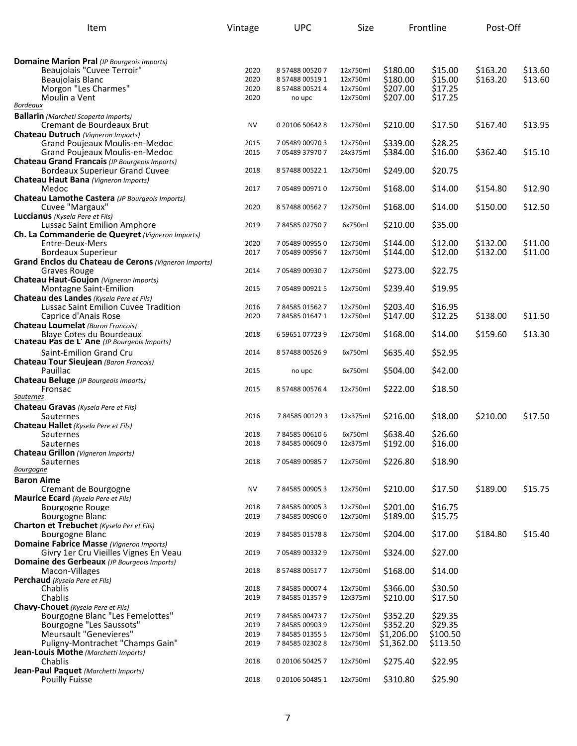| Item | Vintage | UPC | Size | Frontline | | Post-Off | |
|---|---|---|---|---|---|---|---|
| **Domaine Marion Pral** *(JP Bourgeois Imports)* | | | | | | | |
| Beaujolais "Cuvee Terroir" | 2020 | 8 57488 00520 7 | 12x750ml | $180.00 | $15.00 | $163.20 | $13.60 |
| Beaujolais Blanc | 2020 | 8 57488 00519 1 | 12x750ml | $180.00 | $15.00 | $163.20 | $13.60 |
| Morgon "Les Charmes" | 2020 | 8 57488 00521 4 | 12x750ml | $207.00 | $17.25 | | |
| Moulin a Vent | 2020 | no upc | 12x750ml | $207.00 | $17.25 | | |
| *Bordeaux* | | | | | | | |
| **Ballarin** *(Marcheti Scoperta Imports)* | | | | | | | |
| Cremant de Bourdeaux Brut | NV | 0 20106 50642 8 | 12x750ml | $210.00 | $17.50 | $167.40 | $13.95 |
| **Chateau Dutruch** *(Vigneron Imports)* | | | | | | | |
| Grand Poujeaux Moulis-en-Medoc | 2015 | 7 05489 00970 3 | 12x750ml | $339.00 | $28.25 | | |
| Grand Poujeaux Moulis-en-Medoc | 2015 | 7 05489 37970 7 | 24x375ml | $384.00 | $16.00 | $362.40 | $15.10 |
| **Chateau Grand Francais** *(JP Bourgeois Imports)* | | | | | | | |
| Bordeaux Superieur Grand Cuvee | 2018 | 8 57488 00522 1 | 12x750ml | $249.00 | $20.75 | | |
| **Chateau Haut Bana** *(Vigneron Imports)* | | | | | | | |
| Medoc | 2017 | 7 05489 00971 0 | 12x750ml | $168.00 | $14.00 | $154.80 | $12.90 |
| **Chateau Lamothe Castera** *(JP Bourgeois Imports)* | | | | | | | |
| Cuvee "Margaux" | 2020 | 8 57488 00562 7 | 12x750ml | $168.00 | $14.00 | $150.00 | $12.50 |
| **Luccianus** *(Kysela Pere et Fils)* | | | | | | | |
| Lussac Saint Emilion Amphore | 2019 | 7 84585 02750 7 | 6x750ml | $210.00 | $35.00 | | |
| **Ch. La Commanderie de Queyret** *(Vigneron Imports)* | | | | | | | |
| Entre-Deux-Mers | 2020 | 7 05489 00955 0 | 12x750ml | $144.00 | $12.00 | $132.00 | $11.00 |
| Bordeaux Superieur | 2017 | 7 05489 00956 7 | 12x750ml | $144.00 | $12.00 | $132.00 | $11.00 |
| **Grand Enclos du Chateau de Cerons** *(Vigneron Imports)* | | | | | | | |
| Graves Rouge | 2014 | 7 05489 00930 7 | 12x750ml | $273.00 | $22.75 | | |
| **Chateau Haut-Goujon** *(Vigneron Imports)* | | | | | | | |
| Montagne Saint-Emilion | 2015 | 7 05489 00921 5 | 12x750ml | $239.40 | $19.95 | | |
| **Chateau des Landes** *(Kysela Pere et Fils)* | | | | | | | |
| Lussac Saint Emilion Cuvee Tradition | 2016 | 7 84585 01562 7 | 12x750ml | $203.40 | $16.95 | | |
| Caprice d'Anais Rose | 2020 | 7 84585 01647 1 | 12x750ml | $147.00 | $12.25 | $138.00 | $11.50 |
| **Chateau Loumelat** *(Baron Francois)* | | | | | | | |
| Blaye Cotes du Bourdeaux | 2018 | 6 59651 07723 9 | 12x750ml | $168.00 | $14.00 | $159.60 | $13.30 |
| **Chateau Pas de L' Ane** *(JP Bourgeois Imports)* | | | | | | | |
| Saint-Emilion Grand Cru | 2014 | 8 57488 00526 9 | 6x750ml | $635.40 | $52.95 | | |
| **Chateau Tour Sieujean** *(Baron Francois)* | | | | | | | |
| Pauillac | 2015 | no upc | 6x750ml | $504.00 | $42.00 | | |
| **Chateau Beluge** *(JP Bourgeois Imports)* | | | | | | | |
| Fronsac | 2015 | 8 57488 00576 4 | 12x750ml | $222.00 | $18.50 | | |
| *Sauternes* | | | | | | | |
| **Chateau Gravas** *(Kysela Pere et Fils)* | | | | | | | |
| Sauternes | 2016 | 7 84585 00129 3 | 12x375ml | $216.00 | $18.00 | $210.00 | $17.50 |
| **Chateau Hallet** *(Kysela Pere et Fils)* | | | | | | | |
| Sauternes | 2018 | 7 84585 00610 6 | 6x750ml | $638.40 | $26.60 | | |
| Sauternes | 2018 | 7 84585 00609 0 | 12x375ml | $192.00 | $16.00 | | |
| **Chateau Grillon** *(Vigneron Imports)* | | | | | | | |
| Sauternes | 2018 | 7 05489 00985 7 | 12x750ml | $226.80 | $18.90 | | |
| *Bourgogne* | | | | | | | |
| **Baron Aime** | | | | | | | |
| Cremant de Bourgogne | NV | 7 84585 00905 3 | 12x750ml | $210.00 | $17.50 | $189.00 | $15.75 |
| **Maurice Ecard** *(Kysela Pere et Fils)* | | | | | | | |
| Bourgogne Rouge | 2018 | 7 84585 00905 3 | 12x750ml | $201.00 | $16.75 | | |
| Bourgogne Blanc | 2019 | 7 84585 00906 0 | 12x750ml | $189.00 | $15.75 | | |
| **Charton et Trebuchet** *(Kysela Per et Fils)* | | | | | | | |
| Bourgogne Blanc | 2019 | 7 84585 01578 8 | 12x750ml | $204.00 | $17.00 | $184.80 | $15.40 |
| **Domaine Fabrice Masse** *(Vigneron Imports)* | | | | | | | |
| Givry 1er Cru Vieilles Vignes En Veau | 2019 | 7 05489 00332 9 | 12x750ml | $324.00 | $27.00 | | |
| **Domaine des Gerbeaux** *(JP Bourgeois Imports)* | | | | | | | |
| Macon-Villages | 2018 | 8 57488 00517 7 | 12x750ml | $168.00 | $14.00 | | |
| **Perchaud** *(Kysela Pere et Fils)* | | | | | | | |
| Chablis | 2018 | 7 84585 00007 4 | 12x750ml | $366.00 | $30.50 | | |
| Chablis | 2019 | 7 84585 01357 9 | 12x375ml | $210.00 | $17.50 | | |
| **Chavy-Chouet** *(Kysela Pere et Fils)* | | | | | | | |
| Bourgogne Blanc "Les Femelottes" | 2019 | 7 84585 00473 7 | 12x750ml | $352.20 | $29.35 | | |
| Bourgogne "Les Saussots" | 2019 | 7 84585 00903 9 | 12x750ml | $352.20 | $29.35 | | |
| Meursault "Genevieres" | 2019 | 7 84585 01355 5 | 12x750ml | $1,206.00 | $100.50 | | |
| Puligny-Montrachet "Champs Gain" | 2019 | 7 84585 02302 8 | 12x750ml | $1,362.00 | $113.50 | | |
| **Jean-Louis Mothe** *(Marchetti Imports)* | | | | | | | |
| Chablis | 2018 | 0 20106 50425 7 | 12x750ml | $275.40 | $22.95 | | |
| **Jean-Paul Paquet** *(Marchetti Imports)* | | | | | | | |
| Pouilly Fuisse | 2018 | 0 20106 50485 1 | 12x750ml | $310.80 | $25.90 | | |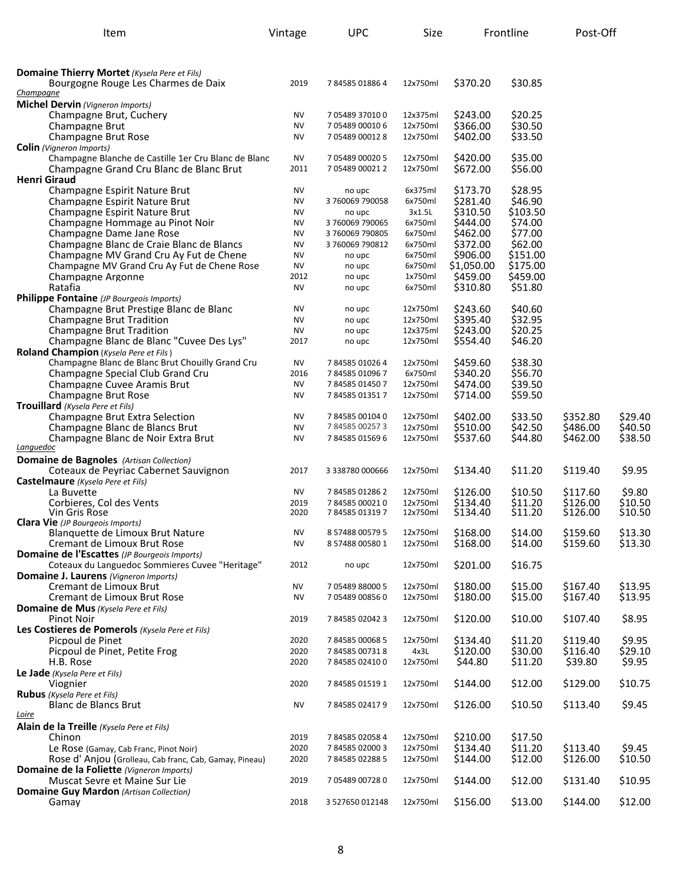| Item | Vintage | UPC | Size | Frontline | | Post-Off | |
|---|---|---|---|---|---|---|---|
| **Domaine Thierry Mortet** *(Kysela Pere et Fils)* | | | | | | | |
| Bourgogne Rouge Les Charmes de Daix | 2019 | 7 84585 01886 4 | 12x750ml | $370.20 | $30.85 | | |
| *Champagne* | | | | | | | |
| **Michel Dervin** *(Vigneron Imports)* | | | | | | | |
| Champagne Brut, Cuchery | NV | 7 05489 37010 0 | 12x375ml | $243.00 | $20.25 | | |
| Champagne Brut | NV | 7 05489 00010 6 | 12x750ml | $366.00 | $30.50 | | |
| Champagne Brut Rose | NV | 7 05489 00012 8 | 12x750ml | $402.00 | $33.50 | | |
| **Colin** *(Vigneron Imports)* | | | | | | | |
| Champagne Blanche de Castille 1er Cru Blanc de Blanc | NV | 7 05489 00020 5 | 12x750ml | $420.00 | $35.00 | | |
| Champagne Grand Cru Blanc de Blanc Brut | 2011 | 7 05489 00021 2 | 12x750ml | $672.00 | $56.00 | | |
| **Henri Giraud** | | | | | | | |
| Champagne Espirit Nature Brut | NV | no upc | 6x375ml | $173.70 | $28.95 | | |
| Champagne Espirit Nature Brut | NV | 3 760069 790058 | 6x750ml | $281.40 | $46.90 | | |
| Champagne Espirit Nature Brut | NV | no upc | 3x1.5L | $310.50 | $103.50 | | |
| Champagne Hommage au Pinot Noir | NV | 3 760069 790065 | 6x750ml | $444.00 | $74.00 | | |
| Champagne Dame Jane Rose | NV | 3 760069 790805 | 6x750ml | $462.00 | $77.00 | | |
| Champagne Blanc de Craie Blanc de Blancs | NV | 3 760069 790812 | 6x750ml | $372.00 | $62.00 | | |
| Champagne MV Grand Cru Ay Fut de Chene | NV | no upc | 6x750ml | $906.00 | $151.00 | | |
| Champagne MV Grand Cru Ay Fut de Chene Rose | NV | no upc | 6x750ml | $1,050.00 | $175.00 | | |
| Champagne Argonne | 2012 | no upc | 1x750ml | $459.00 | $459.00 | | |
| Ratafia | NV | no upc | 6x750ml | $310.80 | $51.80 | | |
| **Philippe Fontaine** *(JP Bourgeois Imports)* | | | | | | | |
| Champagne Brut Prestige Blanc de Blanc | NV | no upc | 12x750ml | $243.60 | $40.60 | | |
| Champagne Brut Tradition | NV | no upc | 12x750ml | $395.40 | $32.95 | | |
| Champagne Brut Tradition | NV | no upc | 12x375ml | $243.00 | $20.25 | | |
| Champagne Blanc de Blanc "Cuvee Des Lys" | 2017 | no upc | 12x750ml | $554.40 | $46.20 | | |
| **Roland Champion** *(Kysela Pere et Fils)* | | | | | | | |
| Champagne Blanc de Blanc Brut Chouilly Grand Cru | NV | 7 84585 01026 4 | 12x750ml | $459.60 | $38.30 | | |
| Champagne Special Club Grand Cru | 2016 | 7 84585 01096 7 | 6x750ml | $340.20 | $56.70 | | |
| Champagne Cuvee Aramis Brut | NV | 7 84585 01450 7 | 12x750ml | $474.00 | $39.50 | | |
| Champagne Brut Rose | NV | 7 84585 01351 7 | 12x750ml | $714.00 | $59.50 | | |
| **Trouillard** *(Kysela Pere et Fils)* | | | | | | | |
| Champagne Brut Extra Selection | NV | 7 84585 00104 0 | 12x750ml | $402.00 | $33.50 | $352.80 | $29.40 |
| Champagne Blanc de Blancs Brut | NV | 7 84585 00257 3 | 12x750ml | $510.00 | $42.50 | $486.00 | $40.50 |
| Champagne Blanc de Noir Extra Brut | NV | 7 84585 01569 6 | 12x750ml | $537.60 | $44.80 | $462.00 | $38.50 |
| *Languedoc* | | | | | | | |
| **Domaine de Bagnoles** *(Artisan Collection)* | | | | | | | |
| Coteaux de Peyriac Cabernet Sauvignon | 2017 | 3 338780 000666 | 12x750ml | $134.40 | $11.20 | $119.40 | $9.95 |
| **Castelmaure** *(Kysela Pere et Fils)* | | | | | | | |
| La Buvette | NV | 7 84585 01286 2 | 12x750ml | $126.00 | $10.50 | $117.60 | $9.80 |
| Corbieres, Col des Vents | 2019 | 7 84585 00021 0 | 12x750ml | $134.40 | $11.20 | $126.00 | $10.50 |
| Vin Gris Rose | 2020 | 7 84585 01319 7 | 12x750ml | $134.40 | $11.20 | $126.00 | $10.50 |
| **Clara Vie** *(JP Bourgeois Imports)* | | | | | | | |
| Blanquette de Limoux Brut Nature | NV | 8 57488 00579 5 | 12x750ml | $168.00 | $14.00 | $159.60 | $13.30 |
| Cremant de Limoux Brut Rose | NV | 8 57488 00580 1 | 12x750ml | $168.00 | $14.00 | $159.60 | $13.30 |
| **Domaine de l'Escattes** *(JP Bourgeois Imports)* | | | | | | | |
| Coteaux du Languedoc Sommieres Cuvee "Heritage" | 2012 | no upc | 12x750ml | $201.00 | $16.75 | | |
| **Domaine J. Laurens** *(Vigneron Imports)* | | | | | | | |
| Cremant de Limoux Brut | NV | 7 05489 88000 5 | 12x750ml | $180.00 | $15.00 | $167.40 | $13.95 |
| Cremant de Limoux Brut Rose | NV | 7 05489 00856 0 | 12x750ml | $180.00 | $15.00 | $167.40 | $13.95 |
| **Domaine de Mus** *(Kysela Pere et Fils)* | | | | | | | |
| Pinot Noir | 2019 | 7 84585 02042 3 | 12x750ml | $120.00 | $10.00 | $107.40 | $8.95 |
| **Les Costieres de Pomerols** *(Kysela Pere et Fils)* | | | | | | | |
| Picpoul de Pinet | 2020 | 7 84585 00068 5 | 12x750ml | $134.40 | $11.20 | $119.40 | $9.95 |
| Picpoul de Pinet, Petite Frog | 2020 | 7 84585 00731 8 | 4x3L | $120.00 | $30.00 | $116.40 | $29.10 |
| H.B. Rose | 2020 | 7 84585 02410 0 | 12x750ml | $44.80 | $11.20 | $39.80 | $9.95 |
| **Le Jade** *(Kysela Pere et Fils)* | | | | | | | |
| Viognier | 2020 | 7 84585 01519 1 | 12x750ml | $144.00 | $12.00 | $129.00 | $10.75 |
| **Rubus** *(Kysela Pere et Fils)* | | | | | | | |
| Blanc de Blancs Brut | NV | 7 84585 02417 9 | 12x750ml | $126.00 | $10.50 | $113.40 | $9.45 |
| *Loire* | | | | | | | |
| **Alain de la Treille** *(Kysela Pere et Fils)* | | | | | | | |
| Chinon | 2019 | 7 84585 02058 4 | 12x750ml | $210.00 | $17.50 | | |
| Le Rose (Gamay, Cab Franc, Pinot Noir) | 2020 | 7 84585 02000 3 | 12x750ml | $134.40 | $11.20 | $113.40 | $9.45 |
| Rose d' Anjou (Grolleau, Cab franc, Cab, Gamay, Pineau) | 2020 | 7 84585 02288 5 | 12x750ml | $144.00 | $12.00 | $126.00 | $10.50 |
| **Domaine de la Foliette** *(Vigneron Imports)* | | | | | | | |
| Muscat Sevre et Maine Sur Lie | 2019 | 7 05489 00728 0 | 12x750ml | $144.00 | $12.00 | $131.40 | $10.95 |
| **Domaine Guy Mardon** *(Artisan Collection)* | | | | | | | |
| Gamay | 2018 | 3 527650 012148 | 12x750ml | $156.00 | $13.00 | $144.00 | $12.00 |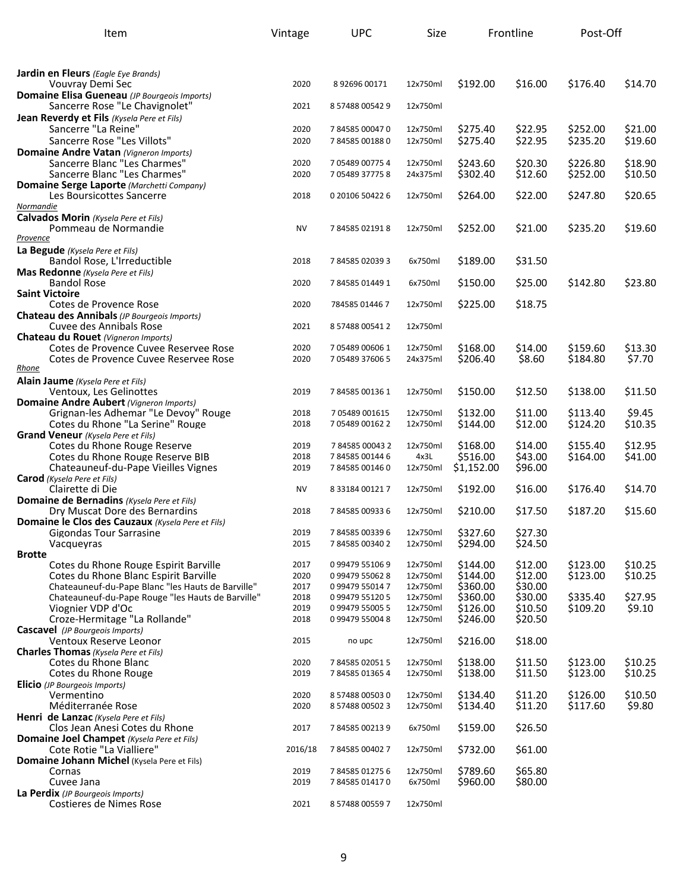| Item | Vintage | UPC | Size | Frontline | | Post-Off | |
|---|---|---|---|---|---|---|---|
| **Jardin en Fleurs** *(Eagle Eye Brands)* | | | | | | | |
| Vouvray Demi Sec | 2020 | 8 92696 00171 | 12x750ml | $192.00 | $16.00 | $176.40 | $14.70 |
| **Domaine Elisa Gueneau** *(JP Bourgeois Imports)* | | | | | | | |
| Sancerre Rose "Le Chavignolet" | 2021 | 8 57488 00542 9 | 12x750ml | | | | |
| **Jean Reverdy et Fils** *(Kysela Pere et Fils)* | | | | | | | |
| Sancerre "La Reine" | 2020 | 7 84585 00047 0 | 12x750ml | $275.40 | $22.95 | $252.00 | $21.00 |
| Sancerre Rose "Les Villots" | 2020 | 7 84585 00188 0 | 12x750ml | $275.40 | $22.95 | $235.20 | $19.60 |
| **Domaine Andre Vatan** *(Vigneron Imports)* | | | | | | | |
| Sancerre Blanc "Les Charmes" | 2020 | 7 05489 00775 4 | 12x750ml | $243.60 | $20.30 | $226.80 | $18.90 |
| Sancerre Blanc "Les Charmes" | 2020 | 7 05489 37775 8 | 24x375ml | $302.40 | $12.60 | $252.00 | $10.50 |
| **Domaine Serge Laporte** *(Marchetti Company)* | | | | | | | |
| Les Boursicottes Sancerre | 2018 | 0 20106 50422 6 | 12x750ml | $264.00 | $22.00 | $247.80 | $20.65 |
| _Normandie_ | | | | | | | |
| **Calvados Morin** *(Kysela Pere et Fils)* | | | | | | | |
| Pommeau de Normandie | NV | 7 84585 02191 8 | 12x750ml | $252.00 | $21.00 | $235.20 | $19.60 |
| _Provence_ | | | | | | | |
| **La Begude** *(Kysela Pere et Fils)* | | | | | | | |
| Bandol Rose, L'Irreductible | 2018 | 7 84585 02039 3 | 6x750ml | $189.00 | $31.50 | | |
| **Mas Redonne** *(Kysela Pere et Fils)* | | | | | | | |
| Bandol Rose | 2020 | 7 84585 01449 1 | 6x750ml | $150.00 | $25.00 | $142.80 | $23.80 |
| **Saint Victoire** | | | | | | | |
| Cotes de Provence Rose | 2020 | 784585 01446 7 | 12x750ml | $225.00 | $18.75 | | |
| **Chateau des Annibals** *(JP Bourgeois Imports)* | | | | | | | |
| Cuvee des Annibals Rose | 2021 | 8 57488 00541 2 | 12x750ml | | | | |
| **Chateau du Rouet** *(Vigneron Imports)* | | | | | | | |
| Cotes de Provence Cuvee Reservee Rose | 2020 | 7 05489 00606 1 | 12x750ml | $168.00 | $14.00 | $159.60 | $13.30 |
| Cotes de Provence Cuvee Reservee Rose | 2020 | 7 05489 37606 5 | 24x375ml | $206.40 | $8.60 | $184.80 | $7.70 |
| _Rhone_ | | | | | | | |
| **Alain Jaume** *(Kysela Pere et Fils)* | | | | | | | |
| Ventoux, Les Gelinottes | 2019 | 7 84585 00136 1 | 12x750ml | $150.00 | $12.50 | $138.00 | $11.50 |
| **Domaine Andre Aubert** *(Vigneron Imports)* | | | | | | | |
| Grignan-les Adhemar "Le Devoy" Rouge | 2018 | 7 05489 001615 | 12x750ml | $132.00 | $11.00 | $113.40 | $9.45 |
| Cotes du Rhone "La Serine" Rouge | 2018 | 7 05489 00162 2 | 12x750ml | $144.00 | $12.00 | $124.20 | $10.35 |
| **Grand Veneur** *(Kysela Pere et Fils)* | | | | | | | |
| Cotes du Rhone Rouge Reserve | 2019 | 7 84585 00043 2 | 12x750ml | $168.00 | $14.00 | $155.40 | $12.95 |
| Cotes du Rhone Rouge Reserve BIB | 2018 | 7 84585 00144 6 | 4x3L | $516.00 | $43.00 | $164.00 | $41.00 |
| Chateauneuf-du-Pape Vieilles Vignes | 2019 | 7 84585 00146 0 | 12x750ml | $1,152.00 | $96.00 | | |
| **Carod** *(Kysela Pere et Fils)* | | | | | | | |
| Clairette di Die | NV | 8 33184 00121 7 | 12x750ml | $192.00 | $16.00 | $176.40 | $14.70 |
| **Domaine de Bernadins** *(Kysela Pere et Fils)* | | | | | | | |
| Dry Muscat Dore des Bernardins | 2018 | 7 84585 00933 6 | 12x750ml | $210.00 | $17.50 | $187.20 | $15.60 |
| **Domaine le Clos des Cauzaux** *(Kysela Pere et Fils)* | | | | | | | |
| Gigondas Tour Sarrasine | 2019 | 7 84585 00339 6 | 12x750ml | $327.60 | $27.30 | | |
| Vacqueyras | 2015 | 7 84585 00340 2 | 12x750ml | $294.00 | $24.50 | | |
| **Brotte** | | | | | | | |
| Cotes du Rhone Rouge Espirit Barville | 2017 | 0 99479 55106 9 | 12x750ml | $144.00 | $12.00 | $123.00 | $10.25 |
| Cotes du Rhone Blanc Espirit Barville | 2020 | 0 99479 55062 8 | 12x750ml | $144.00 | $12.00 | $123.00 | $10.25 |
| Chateauneuf-du-Pape Blanc "les Hauts de Barville" | 2017 | 0 99479 55014 7 | 12x750ml | $360.00 | $30.00 | | |
| Chateauneuf-du-Pape Rouge "les Hauts de Barville" | 2018 | 0 99479 55120 5 | 12x750ml | $360.00 | $30.00 | $335.40 | $27.95 |
| Viognier VDP d'Oc | 2019 | 0 99479 55005 5 | 12x750ml | $126.00 | $10.50 | $109.20 | $9.10 |
| Croze-Hermitage "La Rollande" | 2018 | 0 99479 55004 8 | 12x750ml | $246.00 | $20.50 | | |
| **Cascavel** *(JP Bourgeois Imports)* | | | | | | | |
| Ventoux Reserve Leonor | 2015 | no upc | 12x750ml | $216.00 | $18.00 | | |
| **Charles Thomas** *(Kysela Pere et Fils)* | | | | | | | |
| Cotes du Rhone Blanc | 2020 | 7 84585 02051 5 | 12x750ml | $138.00 | $11.50 | $123.00 | $10.25 |
| Cotes du Rhone Rouge | 2019 | 7 84585 01365 4 | 12x750ml | $138.00 | $11.50 | $123.00 | $10.25 |
| **Elicio** *(JP Bourgeois Imports)* | | | | | | | |
| Vermentino | 2020 | 8 57488 00503 0 | 12x750ml | $134.40 | $11.20 | $126.00 | $10.50 |
| Méditerranée Rose | 2020 | 8 57488 00502 3 | 12x750ml | $134.40 | $11.20 | $117.60 | $9.80 |
| **Henri de Lanzac** *(Kysela Pere et Fils)* | | | | | | | |
| Clos Jean Anesi Cotes du Rhone | 2017 | 7 84585 00213 9 | 6x750ml | $159.00 | $26.50 | | |
| **Domaine Joel Champet** *(Kysela Pere et Fils)* | | | | | | | |
| Cote Rotie "La Vialliere" | 2016/18 | 7 84585 00402 7 | 12x750ml | $732.00 | $61.00 | | |
| **Domaine Johann Michel** (Kysela Pere et Fils) | | | | | | | |
| Cornas | 2019 | 7 84585 01275 6 | 12x750ml | $789.60 | $65.80 | | |
| Cuvee Jana | 2019 | 7 84585 01417 0 | 6x750ml | $960.00 | $80.00 | | |
| **La Perdix** *(JP Bourgeois Imports)* | | | | | | | |
| Costieres de Nimes Rose | 2021 | 8 57488 00559 7 | 12x750ml | | | | |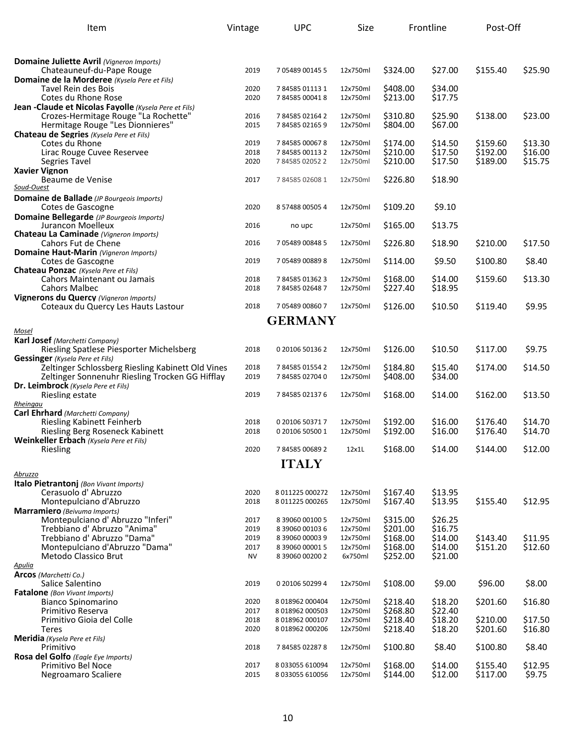| Item | Vintage | UPC | Size | Frontline | | Post-Off | |
|---|---|---|---|---|---|---|---|
| **Domaine Juliette Avril** *(Vigneron Imports)* | | | | | | | |
| Chateauneuf-du-Pape Rouge | 2019 | 7 05489 00145 5 | 12x750ml | $324.00 | $27.00 | $155.40 | $25.90 |
| **Domaine de la Morderee** *(Kysela Pere et Fils)* | | | | | | | |
| Tavel Rein des Bois | 2020 | 7 84585 01113 1 | 12x750ml | $408.00 | $34.00 | | |
| Cotes du Rhone Rose | 2020 | 7 84585 00041 8 | 12x750ml | $213.00 | $17.75 | | |
| **Jean -Claude et Nicolas Fayolle** *(Kysela Pere et Fils)* | | | | | | | |
| Crozes-Hermitage Rouge "La Rochette" | 2016 | 7 84585 02164 2 | 12x750ml | $310.80 | $25.90 | $138.00 | $23.00 |
| Hermitage Rouge "Les Dionnieres" | 2015 | 7 84585 02165 9 | 12x750ml | $804.00 | $67.00 | | |
| **Chateau de Segries** *(Kysela Pere et Fils)* | | | | | | | |
| Cotes du Rhone | 2019 | 7 84585 00067 8 | 12x750ml | $174.00 | $14.50 | $159.60 | $13.30 |
| Lirac Rouge Cuvee Reservee | 2018 | 7 84585 00113 2 | 12x750ml | $210.00 | $17.50 | $192.00 | $16.00 |
| Segries Tavel | 2020 | 7 84585 02052 2 | 12x750ml | $210.00 | $17.50 | $189.00 | $15.75 |
| **Xavier Vignon** | | | | | | | |
| Beaume de Venise | 2017 | 7 84585 02608 1 | 12x750ml | $226.80 | $18.90 | | |
| *Soud-Ouest* | | | | | | | |
| **Domaine de Ballade** *(JP Bourgeois Imports)* | | | | | | | |
| Cotes de Gascogne | 2020 | 8 57488 00505 4 | 12x750ml | $109.20 | $9.10 | | |
| **Domaine Bellegarde** *(JP Bourgeois Imports)* | | | | | | | |
| Jurancon Moelleux | 2016 | no upc | 12x750ml | $165.00 | $13.75 | | |
| **Chateau La Caminade** *(Vigneron Imports)* | | | | | | | |
| Cahors Fut de Chene | 2016 | 7 05489 00848 5 | 12x750ml | $226.80 | $18.90 | $210.00 | $17.50 |
| **Domaine Haut-Marin** *(Vigneron Imports)* | | | | | | | |
| Cotes de Gascogne | 2019 | 7 05489 00889 8 | 12x750ml | $114.00 | $9.50 | $100.80 | $8.40 |
| **Chateau Ponzac** *(Kysela Pere et Fils)* | | | | | | | |
| Cahors Maintenant ou Jamais | 2018 | 7 84585 01362 3 | 12x750ml | $168.00 | $14.00 | $159.60 | $13.30 |
| Cahors Malbec | 2018 | 7 84585 02648 7 | 12x750ml | $227.40 | $18.95 | | |
| **Vignerons du Quercy** *(Vigneron Imports)* | | | | | | | |
| Coteaux du Quercy Les Hauts Lastour | 2018 | 7 05489 00860 7 | 12x750ml | $126.00 | $10.50 | $119.40 | $9.95 |
| **GERMANY** | | | | | | | |
| *Mosel* | | | | | | | |
| **Karl Josef** *(Marchetti Company)* | | | | | | | |
| Riesling Spatlese Piesporter Michelsberg | 2018 | 0 20106 50136 2 | 12x750ml | $126.00 | $10.50 | $117.00 | $9.75 |
| **Gessinger** *(Kysela Pere et Fils)* | | | | | | | |
| Zeltinger Schlossberg Riesling Kabinett Old Vines | 2018 | 7 84585 01554 2 | 12x750ml | $184.80 | $15.40 | $174.00 | $14.50 |
| Zeltinger Sonnenuhr Riesling Trocken GG Hifflay | 2019 | 7 84585 02704 0 | 12x750ml | $408.00 | $34.00 | | |
| **Dr. Leimbrock** *(Kysela Pere et Fils)* | | | | | | | |
| Riesling estate | 2019 | 7 84585 02137 6 | 12x750ml | $168.00 | $14.00 | $162.00 | $13.50 |
| *Rheingau* | | | | | | | |
| **Carl Ehrhard** *(Marchetti Company)* | | | | | | | |
| Riesling Kabinett Feinherb | 2018 | 0 20106 50371 7 | 12x750ml | $192.00 | $16.00 | $176.40 | $14.70 |
| Riesling Berg Roseneck Kabinett | 2018 | 0 20106 50500 1 | 12x750ml | $192.00 | $16.00 | $176.40 | $14.70 |
| **Weinkeller Erbach** *(Kysela Pere et Fils)* | | | | | | | |
| Riesling | 2020 | 7 84585 00689 2 | 12x1L | $168.00 | $14.00 | $144.00 | $12.00 |
| **ITALY** | | | | | | | |
| *Abruzzo* | | | | | | | |
| **Italo Pietrantonj** *(Bon Vivant Imports)* | | | | | | | |
| Cerasuolo d' Abruzzo | 2020 | 8 011225 000272 | 12x750ml | $167.40 | $13.95 | | |
| Montepulciano d'Abruzzo | 2018 | 8 011225 000265 | 12x750ml | $167.40 | $13.95 | $155.40 | $12.95 |
| **Marramiero** *(Beivuma Imports)* | | | | | | | |
| Montepulciano d' Abruzzo "Inferi" | 2017 | 8 39060 00100 5 | 12x750ml | $315.00 | $26.25 | | |
| Trebbiano d' Abruzzo "Anima" | 2019 | 8 39060 00103 6 | 12x750ml | $201.00 | $16.75 | | |
| Trebbiano d' Abruzzo "Dama" | 2019 | 8 39060 00003 9 | 12x750ml | $168.00 | $14.00 | $143.40 | $11.95 |
| Montepulciano d'Abruzzo "Dama" | 2017 | 8 39060 00001 5 | 12x750ml | $168.00 | $14.00 | $151.20 | $12.60 |
| Metodo Classico Brut | NV | 8 39060 00200 2 | 6x750ml | $252.00 | $21.00 | | |
| *Apulia* | | | | | | | |
| **Arcos** *(Marchetti Co.)* | | | | | | | |
| Salice Salentino | 2019 | 0 20106 50299 4 | 12x750ml | $108.00 | $9.00 | $96.00 | $8.00 |
| **Fatalone** *(Bon Vivant Imports)* | | | | | | | |
| Bianco Spinomarino | 2020 | 8 018962 000404 | 12x750ml | $218.40 | $18.20 | $201.60 | $16.80 |
| Primitivo Reserva | 2017 | 8 018962 000503 | 12x750ml | $268.80 | $22.40 | | |
| Primitivo Gioia del Colle | 2018 | 8 018962 000107 | 12x750ml | $218.40 | $18.20 | $210.00 | $17.50 |
| Teres | 2020 | 8 018962 000206 | 12x750ml | $218.40 | $18.20 | $201.60 | $16.80 |
| **Meridia** *(Kysela Pere et Fils)* | | | | | | | |
| Primitivo | 2018 | 7 84585 02287 8 | 12x750ml | $100.80 | $8.40 | $100.80 | $8.40 |
| **Rosa del Golfo** *(Eagle Eye Imports)* | | | | | | | |
| Primitivo Bel Noce | 2017 | 8 033055 610094 | 12x750ml | $168.00 | $14.00 | $155.40 | $12.95 |
| Negroamaro Scaliere | 2015 | 8 033055 610056 | 12x750ml | $144.00 | $12.00 | $117.00 | $9.75 |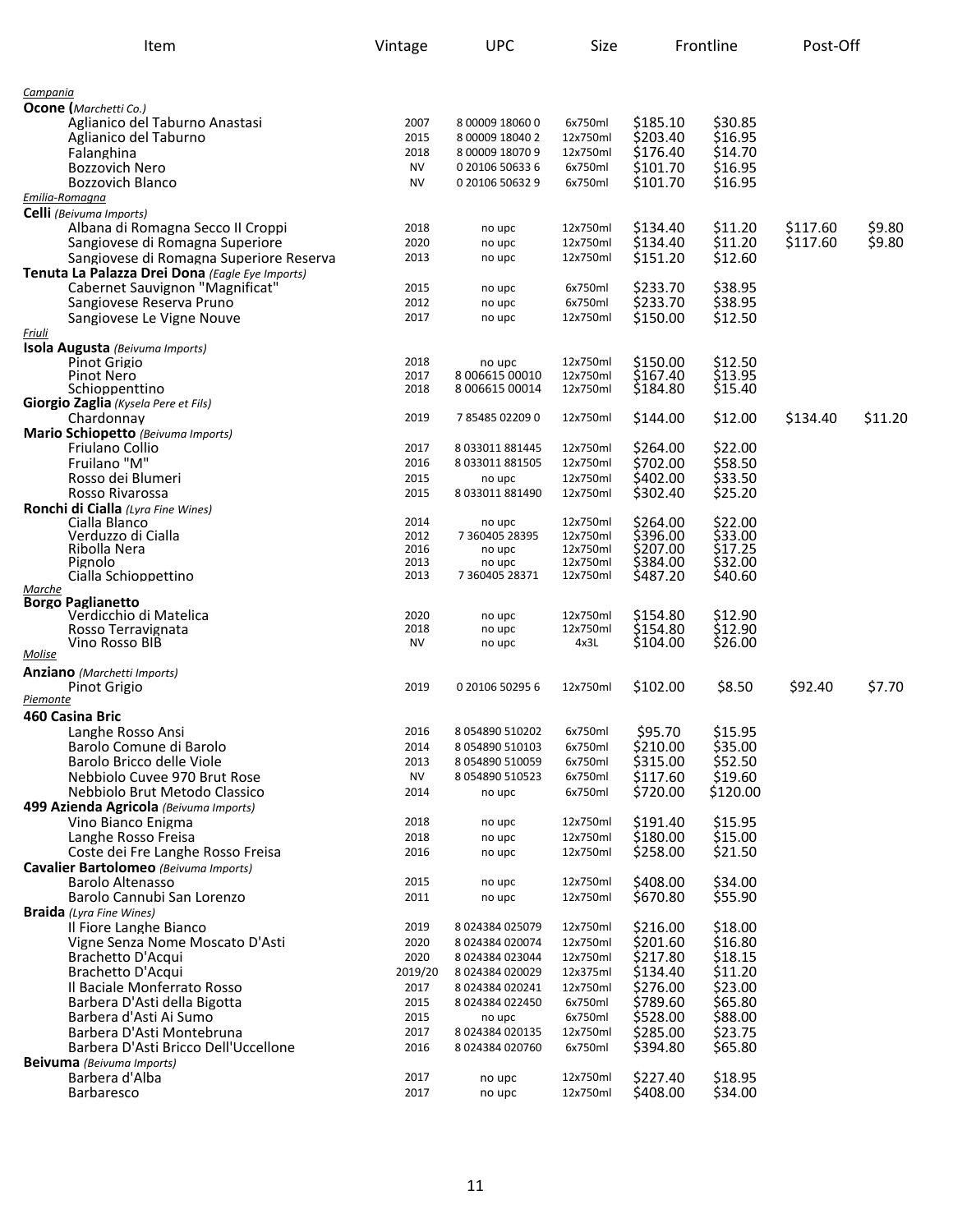| Item | Vintage | UPC | Size | Frontline | | Post-Off | |
|---|---|---|---|---|---|---|---|
| *Campania* | | | | | | | |
| **Ocone** (*Marchetti Co.)* | | | | | | | |
| Aglianico del Taburno Anastasi | 2007 | 8 00009 18060 0 | 6x750ml | $185.10 | $30.85 | | |
| Aglianico del Taburno | 2015 | 8 00009 18040 2 | 12x750ml | $203.40 | $16.95 | | |
| Falanghina | 2018 | 8 00009 18070 9 | 12x750ml | $176.40 | $14.70 | | |
| Bozzovich Nero | NV | 0 20106 50633 6 | 6x750ml | $101.70 | $16.95 | | |
| Bozzovich Blanco | NV | 0 20106 50632 9 | 6x750ml | $101.70 | $16.95 | | |
| *Emilia-Romagna* | | | | | | | |
| **Celli** *(Beivuma Imports)* | | | | | | | |
| Albana di Romagna Secco II Croppi | 2018 | no upc | 12x750ml | $134.40 | $11.20 | $117.60 | $9.80 |
| Sangiovese di Romagna Superiore | 2020 | no upc | 12x750ml | $134.40 | $11.20 | $117.60 | $9.80 |
| Sangiovese di Romagna Superiore Reserva | 2013 | no upc | 12x750ml | $151.20 | $12.60 | | |
| **Tenuta La Palazza Drei Dona** *(Eagle Eye Imports)* | | | | | | | |
| Cabernet Sauvignon "Magnificat" | 2015 | no upc | 6x750ml | $233.70 | $38.95 | | |
| Sangiovese Reserva Pruno | 2012 | no upc | 6x750ml | $233.70 | $38.95 | | |
| Sangiovese Le Vigne Nouve | 2017 | no upc | 12x750ml | $150.00 | $12.50 | | |
| *Friuli* | | | | | | | |
| **Isola Augusta** *(Beivuma Imports)* | | | | | | | |
| Pinot Grigio | 2018 | no upc | 12x750ml | $150.00 | $12.50 | | |
| Pinot Nero | 2017 | 8 006615 00010 | 12x750ml | $167.40 | $13.95 | | |
| Schioppenttino | 2018 | 8 006615 00014 | 12x750ml | $184.80 | $15.40 | | |
| **Giorgio Zaglia** *(Kysela Pere et Fils)* | | | | | | | |
| Chardonnay | 2019 | 7 85485 02209 0 | 12x750ml | $144.00 | $12.00 | $134.40 | $11.20 |
| **Mario Schiopetto** *(Beivuma Imports)* | | | | | | | |
| Friulano Collio | 2017 | 8 033011 881445 | 12x750ml | $264.00 | $22.00 | | |
| Fruilano "M" | 2016 | 8 033011 881505 | 12x750ml | $702.00 | $58.50 | | |
| Rosso dei Blumeri | 2015 | no upc | 12x750ml | $402.00 | $33.50 | | |
| Rosso Rivarossa | 2015 | 8 033011 881490 | 12x750ml | $302.40 | $25.20 | | |
| **Ronchi di Cialla** *(Lyra Fine Wines)* | | | | | | | |
| Cialla Blanco | 2014 | no upc | 12x750ml | $264.00 | $22.00 | | |
| Verduzzo di Cialla | 2012 | 7 360405 28395 | 12x750ml | $396.00 | $33.00 | | |
| Ribolla Nera | 2016 | no upc | 12x750ml | $207.00 | $17.25 | | |
| Pignolo | 2013 | no upc | 12x750ml | $384.00 | $32.00 | | |
| Cialla Schioppettino | 2013 | 7 360405 28371 | 12x750ml | $487.20 | $40.60 | | |
| *Marche* | | | | | | | |
| **Borgo Paglianetto** | | | | | | | |
| Verdicchio di Matelica | 2020 | no upc | 12x750ml | $154.80 | $12.90 | | |
| Rosso Terravignata | 2018 | no upc | 12x750ml | $154.80 | $12.90 | | |
| Vino Rosso BIB | NV | no upc | 4x3L | $104.00 | $26.00 | | |
| *Molise* | | | | | | | |
| **Anziano** *(Marchetti Imports)* | | | | | | | |
| Pinot Grigio | 2019 | 0 20106 50295 6 | 12x750ml | $102.00 | $8.50 | $92.40 | $7.70 |
| *Piemonte* | | | | | | | |
| **460 Casina Bric** | | | | | | | |
| Langhe Rosso Ansi | 2016 | 8 054890 510202 | 6x750ml | $95.70 | $15.95 | | |
| Barolo Comune di Barolo | 2014 | 8 054890 510103 | 6x750ml | $210.00 | $35.00 | | |
| Barolo Bricco delle Viole | 2013 | 8 054890 510059 | 6x750ml | $315.00 | $52.50 | | |
| Nebbiolo Cuvee 970 Brut Rose | NV | 8 054890 510523 | 6x750ml | $117.60 | $19.60 | | |
| Nebbiolo Brut Metodo Classico | 2014 | no upc | 6x750ml | $720.00 | $120.00 | | |
| **499 Azienda Agricola** *(Beivuma Imports)* | | | | | | | |
| Vino Bianco Enigma | 2018 | no upc | 12x750ml | $191.40 | $15.95 | | |
| Langhe Rosso Freisa | 2018 | no upc | 12x750ml | $180.00 | $15.00 | | |
| Coste dei Fre Langhe Rosso Freisa | 2016 | no upc | 12x750ml | $258.00 | $21.50 | | |
| **Cavalier Bartolomeo** *(Beivuma Imports)* | | | | | | | |
| Barolo Altenasso | 2015 | no upc | 12x750ml | $408.00 | $34.00 | | |
| Barolo Cannubi San Lorenzo | 2011 | no upc | 12x750ml | $670.80 | $55.90 | | |
| **Braida** *(Lyra Fine Wines)* | | | | | | | |
| Il Fiore Langhe Bianco | 2019 | 8 024384 025079 | 12x750ml | $216.00 | $18.00 | | |
| Vigne Senza Nome Moscato D'Asti | 2020 | 8 024384 020074 | 12x750ml | $201.60 | $16.80 | | |
| Brachetto D'Acqui | 2020 | 8 024384 023044 | 12x750ml | $217.80 | $18.15 | | |
| Brachetto D'Acqui | 2019/20 | 8 024384 020029 | 12x375ml | $134.40 | $11.20 | | |
| Il Baciale Monferrato Rosso | 2017 | 8 024384 020241 | 12x750ml | $276.00 | $23.00 | | |
| Barbera D'Asti della Bigotta | 2015 | 8 024384 022450 | 6x750ml | $789.60 | $65.80 | | |
| Barbera d'Asti Ai Sumo | 2015 | no upc | 6x750ml | $528.00 | $88.00 | | |
| Barbera D'Asti Montebruna | 2017 | 8 024384 020135 | 12x750ml | $285.00 | $23.75 | | |
| Barbera D'Asti Bricco Dell'Uccellone | 2016 | 8 024384 020760 | 6x750ml | $394.80 | $65.80 | | |
| **Beivuma** *(Beivuma Imports)* | | | | | | | |
| Barbera d'Alba | 2017 | no upc | 12x750ml | $227.40 | $18.95 | | |
| Barbaresco | 2017 | no upc | 12x750ml | $408.00 | $34.00 | | |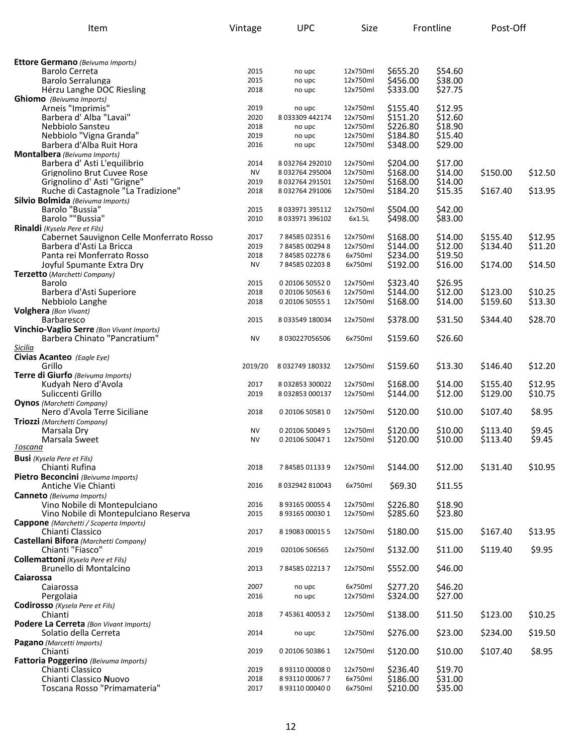| Item | Vintage | UPC | Size | Frontline | | Post-Off | |
|---|---|---|---|---|---|---|---|
| **Ettore Germano** *(Beivuma Imports)* | | | | | | | |
| Barolo Cerreta | 2015 | no upc | 12x750ml | $655.20 | $54.60 | | |
| Barolo Serralunga | 2015 | no upc | 12x750ml | $456.00 | $38.00 | | |
| Hérzu Langhe DOC Riesling | 2018 | no upc | 12x750ml | $333.00 | $27.75 | | |
| **Ghiomo** *(Beivuma Imports)* | | | | | | | |
| Arneis "Imprimis" | 2019 | no upc | 12x750ml | $155.40 | $12.95 | | |
| Barbera d' Alba "Lavai" | 2020 | 8 033309 442174 | 12x750ml | $151.20 | $12.60 | | |
| Nebbiolo Sansteu | 2018 | no upc | 12x750ml | $226.80 | $18.90 | | |
| Nebbiolo "Vigna Granda" | 2019 | no upc | 12x750ml | $184.80 | $15.40 | | |
| Barbera d'Alba Ruit Hora | 2016 | no upc | 12x750ml | $348.00 | $29.00 | | |
| **Montalbera** *(Beivuma Imports)* | | | | | | | |
| Barbera d' Asti L'equilibrio | 2014 | 8 032764 292010 | 12x750ml | $204.00 | $17.00 | | |
| Grignolino Brut Cuvee Rose | NV | 8 032764 295004 | 12x750ml | $168.00 | $14.00 | $150.00 | $12.50 |
| Grignolino d' Asti "Grigne" | 2019 | 8 032764 291501 | 12x750ml | $168.00 | $14.00 | | |
| Ruche di Castagnole "La Tradizione" | 2018 | 8 032764 291006 | 12x750ml | $184.20 | $15.35 | $167.40 | $13.95 |
| **Silvio Bolmida** *(Beivuma Imports)* | | | | | | | |
| Barolo "Bussia" | 2015 | 8 033971 395112 | 12x750ml | $504.00 | $42.00 | | |
| Barolo ""Bussia" | 2010 | 8 033971 396102 | 6x1.5L | $498.00 | $83.00 | | |
| **Rinaldi** *(Kysela Pere et Fils)* | | | | | | | |
| Cabernet Sauvignon Celle Monferrato Rosso | 2017 | 7 84585 02351 6 | 12x750ml | $168.00 | $14.00 | $155.40 | $12.95 |
| Barbera d'Asti La Bricca | 2019 | 7 84585 00294 8 | 12x750ml | $144.00 | $12.00 | $134.40 | $11.20 |
| Panta rei Monferrato Rosso | 2018 | 7 84585 02278 6 | 6x750ml | $234.00 | $19.50 | | |
| Joyful Spumante Extra Dry | NV | 7 84585 02203 8 | 6x750ml | $192.00 | $16.00 | $174.00 | $14.50 |
| **Terzetto** *(Marchetti Company)* | | | | | | | |
| Barolo | 2015 | 0 20106 50552 0 | 12x750ml | $323.40 | $26.95 | | |
| Barbera d'Asti Superiore | 2018 | 0 20106 50563 6 | 12x750ml | $144.00 | $12.00 | $123.00 | $10.25 |
| Nebbiolo Langhe | 2018 | 0 20106 50555 1 | 12x750ml | $168.00 | $14.00 | $159.60 | $13.30 |
| **Volghera** *(Bon Vivant)* | | | | | | | |
| Barbaresco | 2015 | 8 033549 180034 | 12x750ml | $378.00 | $31.50 | $344.40 | $28.70 |
| **Vinchio-Vaglio Serre** *(Bon Vivant Imports)* | | | | | | | |
| Barbera Chinato "Pancratium" | NV | 8 030227056506 | 6x750ml | $159.60 | $26.60 | | |
| *Sicilia* | | | | | | | |
| **Civias Acanteo** *(Eagle Eye)* | | | | | | | |
| Grillo | 2019/20 | 8 032749 180332 | 12x750ml | $159.60 | $13.30 | $146.40 | $12.20 |
| **Terre di Giurfo** *(Beivuma Imports)* | | | | | | | |
| Kudyah Nero d'Avola | 2017 | 8 032853 300022 | 12x750ml | $168.00 | $14.00 | $155.40 | $12.95 |
| Suliccenti Grillo | 2019 | 8 032853 000137 | 12x750ml | $144.00 | $12.00 | $129.00 | $10.75 |
| **Oynos** *(Marchetti Company)* | | | | | | | |
| Nero d'Avola Terre Siciliane | 2018 | 0 20106 50581 0 | 12x750ml | $120.00 | $10.00 | $107.40 | $8.95 |
| **Triozzi** *(Marchetti Company)* | | | | | | | |
| Marsala Dry | NV | 0 20106 50049 5 | 12x750ml | $120.00 | $10.00 | $113.40 | $9.45 |
| Marsala Sweet | NV | 0 20106 50047 1 | 12x750ml | $120.00 | $10.00 | $113.40 | $9.45 |
| *Toscana* | | | | | | | |
| **Busi** *(Kysela Pere et Fils)* | | | | | | | |
| Chianti Rufina | 2018 | 7 84585 01133 9 | 12x750ml | $144.00 | $12.00 | $131.40 | $10.95 |
| **Pietro Beconcini** *(Beivuma Imports)* | | | | | | | |
| Antiche Vie Chianti | 2016 | 8 032942 810043 | 6x750ml | $69.30 | $11.55 | | |
| **Canneto** *(Beivuma Imports)* | | | | | | | |
| Vino Nobile di Montepulciano | 2016 | 8 93165 00055 4 | 12x750ml | $226.80 | $18.90 | | |
| Vino Nobile di Montepulciano Reserva | 2015 | 8 93165 00030 1 | 12x750ml | $285.60 | $23.80 | | |
| **Cappone** *(Marchetti / Scoperta Imports)* | | | | | | | |
| Chianti Classico | 2017 | 8 19083 00015 5 | 12x750ml | $180.00 | $15.00 | $167.40 | $13.95 |
| **Castellani Bifora** *(Marchetti Company)* | | | | | | | |
| Chianti "Fiasco" | 2019 | 020106 506565 | 12x750ml | $132.00 | $11.00 | $119.40 | $9.95 |
| **Collemattoni** *(Kysela Pere et Fils)* | | | | | | | |
| Brunello di Montalcino | 2013 | 7 84585 02213 7 | 12x750ml | $552.00 | $46.00 | | |
| **Caiarossa** | | | | | | | |
| Caiarossa | 2007 | no upc | 6x750ml | $277.20 | $46.20 | | |
| Pergolaia | 2016 | no upc | 12x750ml | $324.00 | $27.00 | | |
| **Codirosso** *(Kysela Pere et Fils)* | | | | | | | |
| Chianti | 2018 | 7 45361 40053 2 | 12x750ml | $138.00 | $11.50 | $123.00 | $10.25 |
| **Podere La Cerreta** *(Bon Vivant Imports)* | | | | | | | |
| Solatio della Cerreta | 2014 | no upc | 12x750ml | $276.00 | $23.00 | $234.00 | $19.50 |
| **Pagano** *(Marcetti Imports)* | | | | | | | |
| Chianti | 2019 | 0 20106 50386 1 | 12x750ml | $120.00 | $10.00 | $107.40 | $8.95 |
| **Fattoria Poggerino** *(Beivuma Imports)* | | | | | | | |
| Chianti Classico | 2019 | 8 93110 00008 0 | 12x750ml | $236.40 | $19.70 | | |
| Chianti Classico **N**uovo | 2018 | 8 93110 00067 7 | 6x750ml | $186.00 | $31.00 | | |
| Toscana Rosso "Primamateria" | 2017 | 8 93110 00040 0 | 6x750ml | $210.00 | $35.00 | | |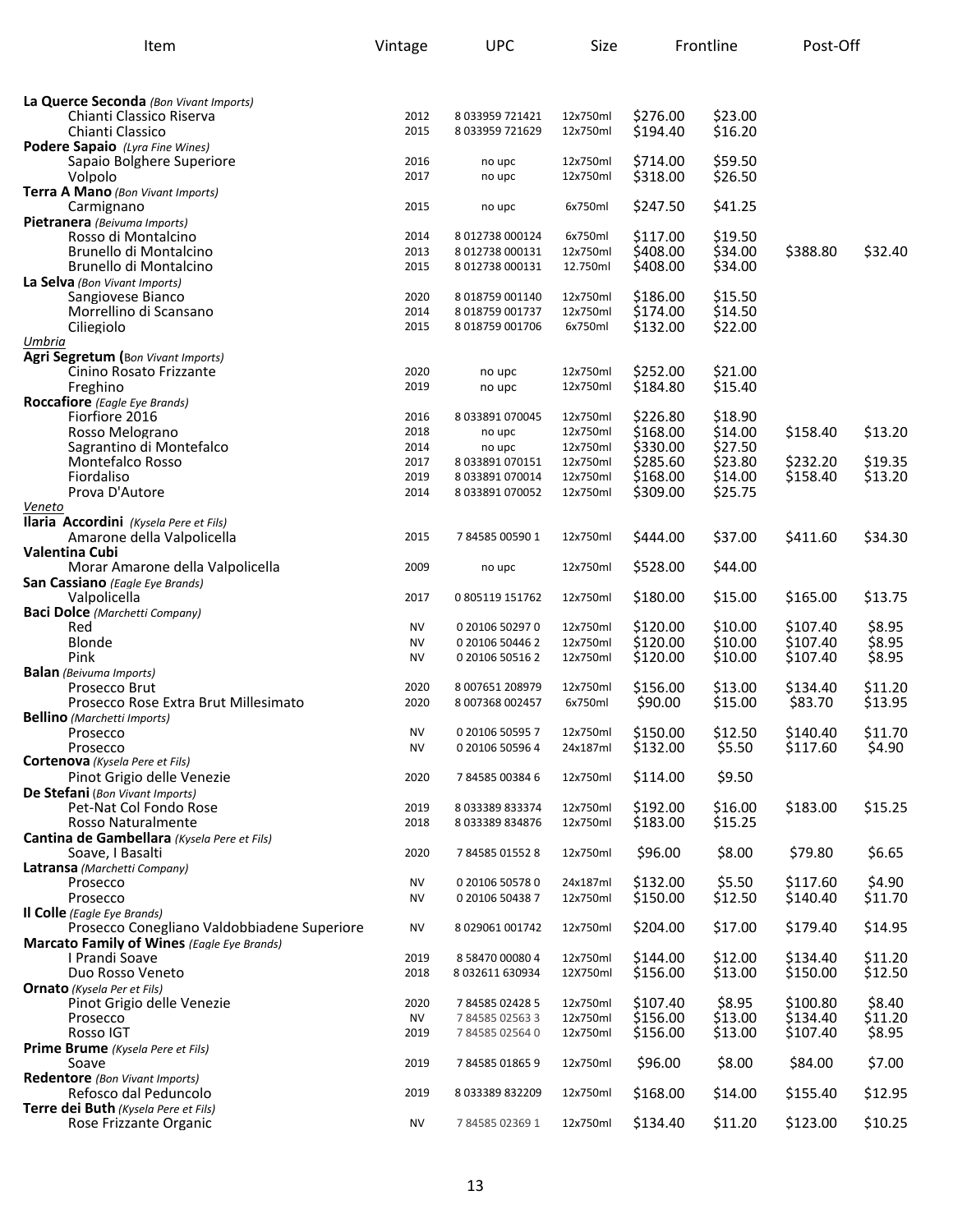| Item | Vintage | UPC | Size | Frontline | | Post-Off | |
|---|---|---|---|---|---|---|---|
| **La Querce Seconda** *(Bon Vivant Imports)* | | | | | | | |
| Chianti Classico Riserva | 2012 | 8 033959 721421 | 12x750ml | $276.00 | $23.00 | | |
| Chianti Classico | 2015 | 8 033959 721629 | 12x750ml | $194.40 | $16.20 | | |
| **Podere Sapaio** *(Lyra Fine Wines)* | | | | | | | |
| Sapaio Bolghere Superiore | 2016 | no upc | 12x750ml | $714.00 | $59.50 | | |
| Volpolo | 2017 | no upc | 12x750ml | $318.00 | $26.50 | | |
| **Terra A Mano** *(Bon Vivant Imports)* | | | | | | | |
| Carmignano | 2015 | no upc | 6x750ml | $247.50 | $41.25 | | |
| **Pietranera** *(Beivuma Imports)* | | | | | | | |
| Rosso di Montalcino | 2014 | 8 012738 000124 | 6x750ml | $117.00 | $19.50 | | |
| Brunello di Montalcino | 2013 | 8 012738 000131 | 12x750ml | $408.00 | $34.00 | $388.80 | $32.40 |
| Brunello di Montalcino | 2015 | 8 012738 000131 | 12.750ml | $408.00 | $34.00 | | |
| **La Selva** *(Bon Vivant Imports)* | | | | | | | |
| Sangiovese Bianco | 2020 | 8 018759 001140 | 12x750ml | $186.00 | $15.50 | | |
| Morrellino di Scansano | 2014 | 8 018759 001737 | 12x750ml | $174.00 | $14.50 | | |
| Ciliegiolo | 2015 | 8 018759 001706 | 6x750ml | $132.00 | $22.00 | | |
| *Umbria* | | | | | | | |
| **Agri Segretum (***Bon Vivant Imports)* | | | | | | | |
| Cinino Rosato Frizzante | 2020 | no upc | 12x750ml | $252.00 | $21.00 | | |
| Freghino | 2019 | no upc | 12x750ml | $184.80 | $15.40 | | |
| **Roccafiore** *(Eagle Eye Brands)* | | | | | | | |
| Fiorfiore 2016 | 2016 | 8 033891 070045 | 12x750ml | $226.80 | $18.90 | | |
| Rosso Melograno | 2018 | no upc | 12x750ml | $168.00 | $14.00 | $158.40 | $13.20 |
| Sagrantino di Montefalco | 2014 | no upc | 12x750ml | $330.00 | $27.50 | | |
| Montefalco Rosso | 2017 | 8 033891 070151 | 12x750ml | $285.60 | $23.80 | $232.20 | $19.35 |
| Fiordaliso | 2019 | 8 033891 070014 | 12x750ml | $168.00 | $14.00 | $158.40 | $13.20 |
| Prova D'Autore | 2014 | 8 033891 070052 | 12x750ml | $309.00 | $25.75 | | |
| *Veneto* | | | | | | | |
| **Ilaria Accordini** *(Kysela Pere et Fils)* | | | | | | | |
| Amarone della Valpolicella | 2015 | 7 84585 00590 1 | 12x750ml | $444.00 | $37.00 | $411.60 | $34.30 |
| **Valentina Cubi** | | | | | | | |
| Morar Amarone della Valpolicella | 2009 | no upc | 12x750ml | $528.00 | $44.00 | | |
| **San Cassiano** *(Eagle Eye Brands)* | | | | | | | |
| Valpolicella | 2017 | 0 805119 151762 | 12x750ml | $180.00 | $15.00 | $165.00 | $13.75 |
| **Baci Dolce** *(Marchetti Company)* | | | | | | | |
| Red | NV | 0 20106 50297 0 | 12x750ml | $120.00 | $10.00 | $107.40 | $8.95 |
| Blonde | NV | 0 20106 50446 2 | 12x750ml | $120.00 | $10.00 | $107.40 | $8.95 |
| Pink | NV | 0 20106 50516 2 | 12x750ml | $120.00 | $10.00 | $107.40 | $8.95 |
| **Balan** *(Beivuma Imports)* | | | | | | | |
| Prosecco Brut | 2020 | 8 007651 208979 | 12x750ml | $156.00 | $13.00 | $134.40 | $11.20 |
| Prosecco Rose Extra Brut Millesimato | 2020 | 8 007368 002457 | 6x750ml | $90.00 | $15.00 | $83.70 | $13.95 |
| **Bellino** *(Marchetti Imports)* | | | | | | | |
| Prosecco | NV | 0 20106 50595 7 | 12x750ml | $150.00 | $12.50 | $140.40 | $11.70 |
| Prosecco | NV | 0 20106 50596 4 | 24x187ml | $132.00 | $5.50 | $117.60 | $4.90 |
| **Cortenova** *(Kysela Pere et Fils)* | | | | | | | |
| Pinot Grigio delle Venezie | 2020 | 7 84585 00384 6 | 12x750ml | $114.00 | $9.50 | | |
| **De Stefani** *(Bon Vivant Imports)* | | | | | | | |
| Pet-Nat Col Fondo Rose | 2019 | 8 033389 833374 | 12x750ml | $192.00 | $16.00 | $183.00 | $15.25 |
| Rosso Naturalmente | 2018 | 8 033389 834876 | 12x750ml | $183.00 | $15.25 | | |
| **Cantina de Gambellara** *(Kysela Pere et Fils)* | | | | | | | |
| Soave, I Basalti | 2020 | 7 84585 01552 8 | 12x750ml | $96.00 | $8.00 | $79.80 | $6.65 |
| **Latransa** *(Marchetti Company)* | | | | | | | |
| Prosecco | NV | 0 20106 50578 0 | 24x187ml | $132.00 | $5.50 | $117.60 | $4.90 |
| Prosecco | NV | 0 20106 50438 7 | 12x750ml | $150.00 | $12.50 | $140.40 | $11.70 |
| **Il Colle** *(Eagle Eye Brands)* | | | | | | | |
| Prosecco Conegliano Valdobbiadene Superiore | NV | 8 029061 001742 | 12x750ml | $204.00 | $17.00 | $179.40 | $14.95 |
| **Marcato Family of Wines** *(Eagle Eye Brands)* | | | | | | | |
| I Prandi Soave | 2019 | 8 58470 00080 4 | 12x750ml | $144.00 | $12.00 | $134.40 | $11.20 |
| Duo Rosso Veneto | 2018 | 8 032611 630934 | 12X750ml | $156.00 | $13.00 | $150.00 | $12.50 |
| **Ornato** *(Kysela Per et Fils)* | | | | | | | |
| Pinot Grigio delle Venezie | 2020 | 7 84585 02428 5 | 12x750ml | $107.40 | $8.95 | $100.80 | $8.40 |
| Prosecco | NV | 7 84585 02563 3 | 12x750ml | $156.00 | $13.00 | $134.40 | $11.20 |
| Rosso IGT | 2019 | 7 84585 02564 0 | 12x750ml | $156.00 | $13.00 | $107.40 | $8.95 |
| **Prime Brume** *(Kysela Pere et Fils)* | | | | | | | |
| Soave | 2019 | 7 84585 01865 9 | 12x750ml | $96.00 | $8.00 | $84.00 | $7.00 |
| **Redentore** *(Bon Vivant Imports)* | | | | | | | |
| Refosco dal Peduncolo | 2019 | 8 033389 832209 | 12x750ml | $168.00 | $14.00 | $155.40 | $12.95 |
| **Terre dei Buth** *(Kysela Pere et Fils)* | | | | | | | |
| Rose Frizzante Organic | NV | 7 84585 02369 1 | 12x750ml | $134.40 | $11.20 | $123.00 | $10.25 |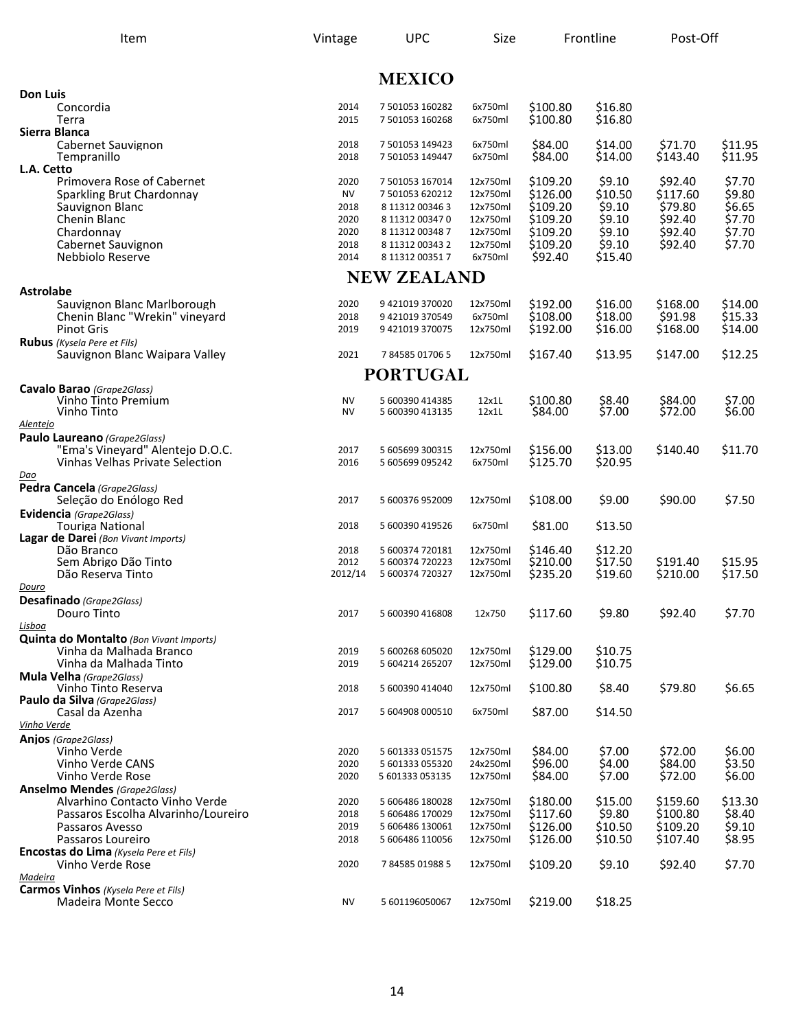| Item | Vintage | UPC | Size | Frontline | | Post-Off | |
|---|---|---|---|---|---|---|---|
| **MEXICO** | | | | | | | |
| **Don Luis** | | | | | | | |
| Concordia | 2014 | 7 501053 160282 | 6x750ml | $100.80 | $16.80 | | |
| Terra | 2015 | 7 501053 160268 | 6x750ml | $100.80 | $16.80 | | |
| **Sierra Blanca** | | | | | | | |
| Cabernet Sauvignon | 2018 | 7 501053 149423 | 6x750ml | $84.00 | $14.00 | $71.70 | $11.95 |
| Tempranillo | 2018 | 7 501053 149447 | 6x750ml | $84.00 | $14.00 | $143.40 | $11.95 |
| **L.A. Cetto** | | | | | | | |
| Primovera Rose of Cabernet | 2020 | 7 501053 167014 | 12x750ml | $109.20 | $9.10 | $92.40 | $7.70 |
| Sparkling Brut Chardonnay | NV | 7 501053 620212 | 12x750ml | $126.00 | $10.50 | $117.60 | $9.80 |
| Sauvignon Blanc | 2018 | 8 11312 00346 3 | 12x750ml | $109.20 | $9.10 | $79.80 | $6.65 |
| Chenin Blanc | 2020 | 8 11312 00347 0 | 12x750ml | $109.20 | $9.10 | $92.40 | $7.70 |
| Chardonnay | 2020 | 8 11312 00348 7 | 12x750ml | $109.20 | $9.10 | $92.40 | $7.70 |
| Cabernet Sauvignon | 2018 | 8 11312 00343 2 | 12x750ml | $109.20 | $9.10 | $92.40 | $7.70 |
| Nebbiolo Reserve | 2014 | 8 11312 00351 7 | 6x750ml | $92.40 | $15.40 | | |
| **NEW ZEALAND** | | | | | | | |
| **Astrolabe** | | | | | | | |
| Sauvignon Blanc Marlborough | 2020 | 9 421019 370020 | 12x750ml | $192.00 | $16.00 | $168.00 | $14.00 |
| Chenin Blanc "Wrekin" vineyard | 2018 | 9 421019 370549 | 6x750ml | $108.00 | $18.00 | $91.98 | $15.33 |
| Pinot Gris | 2019 | 9 421019 370075 | 12x750ml | $192.00 | $16.00 | $168.00 | $14.00 |
| **Rubus** *(Kysela Pere et Fils)* | | | | | | | |
| Sauvignon Blanc Waipara Valley | 2021 | 7 84585 01706 5 | 12x750ml | $167.40 | $13.95 | $147.00 | $12.25 |
| **PORTUGAL** | | | | | | | |
| **Cavalo Barao** *(Grape2Glass)* | | | | | | | |
| Vinho Tinto Premium | NV | 5 600390 414385 | 12x1L | $100.80 | $8.40 | $84.00 | $7.00 |
| Vinho Tinto | NV | 5 600390 413135 | 12x1L | $84.00 | $7.00 | $72.00 | $6.00 |
| *Alentejo* | | | | | | | |
| **Paulo Laureano** *(Grape2Glass)* | | | | | | | |
| "Ema's Vineyard" Alentejo D.O.C. | 2017 | 5 605699 300315 | 12x750ml | $156.00 | $13.00 | $140.40 | $11.70 |
| Vinhas Velhas Private Selection | 2016 | 5 605699 095242 | 6x750ml | $125.70 | $20.95 | | |
| *Dao* | | | | | | | |
| **Pedra Cancela** *(Grape2Glass)* | | | | | | | |
| Seleção do Enólogo Red | 2017 | 5 600376 952009 | 12x750ml | $108.00 | $9.00 | $90.00 | $7.50 |
| **Evidencia** *(Grape2Glass)* | | | | | | | |
| Touriga National | 2018 | 5 600390 419526 | 6x750ml | $81.00 | $13.50 | | |
| **Lagar de Darei** *(Bon Vivant Imports)* | | | | | | | |
| Dão Branco | 2018 | 5 600374 720181 | 12x750ml | $146.40 | $12.20 | | |
| Sem Abrigo Dão Tinto | 2012 | 5 600374 720223 | 12x750ml | $210.00 | $17.50 | $191.40 | $15.95 |
| Dão Reserva Tinto | 2012/14 | 5 600374 720327 | 12x750ml | $235.20 | $19.60 | $210.00 | $17.50 |
| *Douro* | | | | | | | |
| **Desafinado** *(Grape2Glass)* | | | | | | | |
| Douro Tinto | 2017 | 5 600390 416808 | 12x750 | $117.60 | $9.80 | $92.40 | $7.70 |
| *Lisboa* | | | | | | | |
| **Quinta do Montalto** *(Bon Vivant Imports)* | | | | | | | |
| Vinha da Malhada Branco | 2019 | 5 600268 605020 | 12x750ml | $129.00 | $10.75 | | |
| Vinha da Malhada Tinto | 2019 | 5 604214 265207 | 12x750ml | $129.00 | $10.75 | | |
| **Mula Velha** *(Grape2Glass)* | | | | | | | |
| Vinho Tinto Reserva | 2018 | 5 600390 414040 | 12x750ml | $100.80 | $8.40 | $79.80 | $6.65 |
| **Paulo da Silva** *(Grape2Glass)* | | | | | | | |
| Casal da Azenha | 2017 | 5 604908 000510 | 6x750ml | $87.00 | $14.50 | | |
| *Vinho Verde* | | | | | | | |
| **Anjos** *(Grape2Glass)* | | | | | | | |
| Vinho Verde | 2020 | 5 601333 051575 | 12x750ml | $84.00 | $7.00 | $72.00 | $6.00 |
| Vinho Verde CANS | 2020 | 5 601333 055320 | 24x250ml | $96.00 | $4.00 | $84.00 | $3.50 |
| Vinho Verde Rose | 2020 | 5 601333 053135 | 12x750ml | $84.00 | $7.00 | $72.00 | $6.00 |
| **Anselmo Mendes** *(Grape2Glass)* | | | | | | | |
| Alvarhino Contacto Vinho Verde | 2020 | 5 606486 180028 | 12x750ml | $180.00 | $15.00 | $159.60 | $13.30 |
| Passaros Escolha Alvarinho/Loureiro | 2018 | 5 606486 170029 | 12x750ml | $117.60 | $9.80 | $100.80 | $8.40 |
| Passaros Avesso | 2019 | 5 606486 130061 | 12x750ml | $126.00 | $10.50 | $109.20 | $9.10 |
| Passaros Loureiro | 2018 | 5 606486 110056 | 12x750ml | $126.00 | $10.50 | $107.40 | $8.95 |
| **Encostas do Lima** *(Kysela Pere et Fils)* | | | | | | | |
| Vinho Verde Rose | 2020 | 7 84585 01988 5 | 12x750ml | $109.20 | $9.10 | $92.40 | $7.70 |
| *Madeira* | | | | | | | |
| **Carmos Vinhos** *(Kysela Pere et Fils)* | | | | | | | |
| Madeira Monte Secco | NV | 5 601196050067 | 12x750ml | $219.00 | $18.25 | | |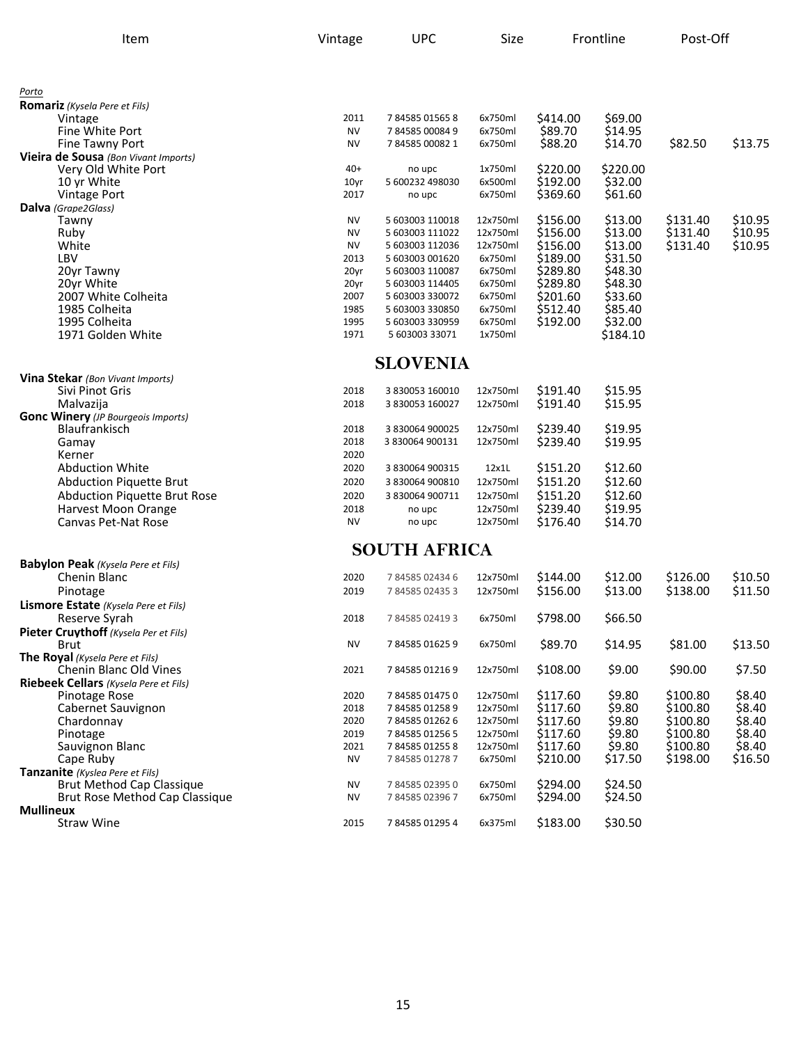| Item | Vintage | UPC | Size | Frontline | | Post-Off | |
|---|---|---|---|---|---|---|---|
| *Porto* | | | | | | | |
| **Romariz** *(Kysela Pere et Fils)* | | | | | | | |
| Vintage | 2011 | 7 84585 01565 8 | 6x750ml | $414.00 | $69.00 | | |
| Fine White Port | NV | 7 84585 00084 9 | 6x750ml | $89.70 | $14.95 | | |
| Fine Tawny Port | NV | 7 84585 00082 1 | 6x750ml | $88.20 | $14.70 | $82.50 | $13.75 |
| **Vieira de Sousa** *(Bon Vivant Imports)* | | | | | | | |
| Very Old White Port | 40+ | no upc | 1x750ml | $220.00 | $220.00 | | |
| 10 yr White | 10yr | 5 600232 498030 | 6x500ml | $192.00 | $32.00 | | |
| Vintage Port | 2017 | no upc | 6x750ml | $369.60 | $61.60 | | |
| **Dalva** *(Grape2Glass)* | | | | | | | |
| Tawny | NV | 5 603003 110018 | 12x750ml | $156.00 | $13.00 | $131.40 | $10.95 |
| Ruby | NV | 5 603003 111022 | 12x750ml | $156.00 | $13.00 | $131.40 | $10.95 |
| White | NV | 5 603003 112036 | 12x750ml | $156.00 | $13.00 | $131.40 | $10.95 |
| LBV | 2013 | 5 603003 001620 | 6x750ml | $189.00 | $31.50 | | |
| 20yr Tawny | 20yr | 5 603003 110087 | 6x750ml | $289.80 | $48.30 | | |
| 20yr White | 20yr | 5 603003 114405 | 6x750ml | $289.80 | $48.30 | | |
| 2007 White Colheita | 2007 | 5 603003 330072 | 6x750ml | $201.60 | $33.60 | | |
| 1985 Colheita | 1985 | 5 603003 330850 | 6x750ml | $512.40 | $85.40 | | |
| 1995 Colheita | 1995 | 5 603003 330959 | 6x750ml | $192.00 | $32.00 | | |
| 1971 Golden White | 1971 | 5 603003 33071 | 1x750ml | | $184.10 | | |
| **SLOVENIA** | | | | | | | |
| **Vina Stekar** *(Bon Vivant Imports)* | | | | | | | |
| Sivi Pinot Gris | 2018 | 3 830053 160010 | 12x750ml | $191.40 | $15.95 | | |
| Malvazija | 2018 | 3 830053 160027 | 12x750ml | $191.40 | $15.95 | | |
| **Gonc Winery** *(JP Bourgeois Imports)* | | | | | | | |
| Blaufrankisch | 2018 | 3 830064 900025 | 12x750ml | $239.40 | $19.95 | | |
| Gamay | 2018 | 3 830064 900131 | 12x750ml | $239.40 | $19.95 | | |
| Kerner | 2020 | | | | | | |
| Abduction White | 2020 | 3 830064 900315 | 12x1L | $151.20 | $12.60 | | |
| Abduction Piquette Brut | 2020 | 3 830064 900810 | 12x750ml | $151.20 | $12.60 | | |
| Abduction Piquette Brut Rose | 2020 | 3 830064 900711 | 12x750ml | $151.20 | $12.60 | | |
| Harvest Moon Orange | 2018 | no upc | 12x750ml | $239.40 | $19.95 | | |
| Canvas Pet-Nat Rose | NV | no upc | 12x750ml | $176.40 | $14.70 | | |
| **SOUTH AFRICA** | | | | | | | |
| **Babylon Peak** *(Kysela Pere et Fils)* | | | | | | | |
| Chenin Blanc | 2020 | 7 84585 02434 6 | 12x750ml | $144.00 | $12.00 | $126.00 | $10.50 |
| Pinotage | 2019 | 7 84585 02435 3 | 12x750ml | $156.00 | $13.00 | $138.00 | $11.50 |
| **Lismore Estate** *(Kysela Pere et Fils)* | | | | | | | |
| Reserve Syrah | 2018 | 7 84585 02419 3 | 6x750ml | $798.00 | $66.50 | | |
| **Pieter Cruythoff** *(Kysela Per et Fils)* | | | | | | | |
| Brut | NV | 7 84585 01625 9 | 6x750ml | $89.70 | $14.95 | $81.00 | $13.50 |
| **The Royal** *(Kysela Pere et Fils)* | | | | | | | |
| Chenin Blanc Old Vines | 2021 | 7 84585 01216 9 | 12x750ml | $108.00 | $9.00 | $90.00 | $7.50 |
| **Riebeek Cellars** *(Kysela Pere et Fils)* | | | | | | | |
| Pinotage Rose | 2020 | 7 84585 01475 0 | 12x750ml | $117.60 | $9.80 | $100.80 | $8.40 |
| Cabernet Sauvignon | 2018 | 7 84585 01258 9 | 12x750ml | $117.60 | $9.80 | $100.80 | $8.40 |
| Chardonnay | 2020 | 7 84585 01262 6 | 12x750ml | $117.60 | $9.80 | $100.80 | $8.40 |
| Pinotage | 2019 | 7 84585 01256 5 | 12x750ml | $117.60 | $9.80 | $100.80 | $8.40 |
| Sauvignon Blanc | 2021 | 7 84585 01255 8 | 12x750ml | $117.60 | $9.80 | $100.80 | $8.40 |
| Cape Ruby | NV | 7 84585 01278 7 | 6x750ml | $210.00 | $17.50 | $198.00 | $16.50 |
| **Tanzanite** *(Kyslea Pere et Fils)* | | | | | | | |
| Brut Method Cap Classique | NV | 7 84585 02395 0 | 6x750ml | $294.00 | $24.50 | | |
| Brut Rose Method Cap Classique | NV | 7 84585 02396 7 | 6x750ml | $294.00 | $24.50 | | |
| **Mullineux** | | | | | | | |
| Straw Wine | 2015 | 7 84585 01295 4 | 6x375ml | $183.00 | $30.50 | | |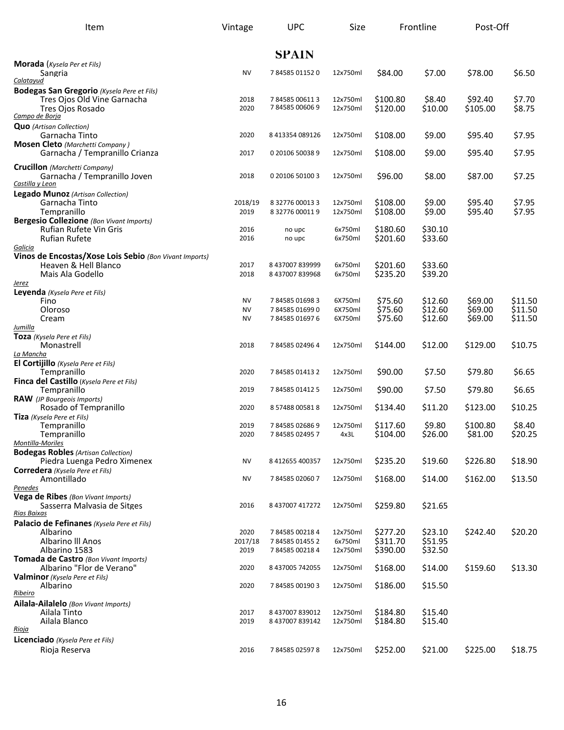| Item | Vintage | UPC | Size | Frontline | | Post-Off | |
|---|---|---|---|---|---|---|---|
| **SPAIN** | | | | | | | |
| **Morada** (*Kysela Per et Fils)* | | | | | | | |
| Sangria | NV | 7 84585 01152 0 | 12x750ml | $84.00 | $7.00 | $78.00 | $6.50 |
| *Calatayud* | | | | | | | |
| **Bodegas San Gregorio** *(Kysela Pere et Fils)* | | | | | | | |
| Tres Ojos Old Vine Garnacha | 2018 | 7 84585 00611 3 | 12x750ml | $100.80 | $8.40 | $92.40 | $7.70 |
| Tres Ojos Rosado | 2020 | 7 84585 00606 9 | 12x750ml | $120.00 | $10.00 | $105.00 | $8.75 |
| *Campo de Borja* | | | | | | | |
| **Quo** *(Artisan Collection)* | | | | | | | |
| Garnacha Tinto | 2020 | 8 413354 089126 | 12x750ml | $108.00 | $9.00 | $95.40 | $7.95 |
| **Mosen Cleto** *(Marchetti Company )* | | | | | | | |
| Garnacha / Tempranillo Crianza | 2017 | 0 20106 50038 9 | 12x750ml | $108.00 | $9.00 | $95.40 | $7.95 |
| **Crucillon** *(Marchetti Company)* | | | | | | | |
| Garnacha / Tempranillo Joven | 2018 | 0 20106 50100 3 | 12x750ml | $96.00 | $8.00 | $87.00 | $7.25 |
| *Castilla y Leon* | | | | | | | |
| **Legado Munoz** *(Artisan Collection)* | | | | | | | |
| Garnacha Tinto | 2018/19 | 8 32776 00013 3 | 12x750ml | $108.00 | $9.00 | $95.40 | $7.95 |
| Tempranillo | 2019 | 8 32776 00011 9 | 12x750ml | $108.00 | $9.00 | $95.40 | $7.95 |
| **Bergesio Collezione** *(Bon Vivant Imports)* | | | | | | | |
| Rufian Rufete Vin Gris | 2016 | no upc | 6x750ml | $180.60 | $30.10 | | |
| Rufian Rufete | 2016 | no upc | 6x750ml | $201.60 | $33.60 | | |
| *Galicia* | | | | | | | |
| **Vinos de Encostas/Xose Lois Sebio** *(Bon Vivant Imports)* | | | | | | | |
| Heaven & Hell Blanco | 2017 | 8 437007 839999 | 6x750ml | $201.60 | $33.60 | | |
| Mais Ala Godello | 2018 | 8 437007 839968 | 6x750ml | $235.20 | $39.20 | | |
| *Jerez* | | | | | | | |
| **Leyenda** *(Kysela Pere et Fils)* | | | | | | | |
| Fino | NV | 7 84585 01698 3 | 6X750ml | $75.60 | $12.60 | $69.00 | $11.50 |
| Oloroso | NV | 7 84585 01699 0 | 6X750ml | $75.60 | $12.60 | $69.00 | $11.50 |
| Cream | NV | 7 84585 01697 6 | 6X750ml | $75.60 | $12.60 | $69.00 | $11.50 |
| *Jumilla* | | | | | | | |
| **Toza** *(Kysela Pere et Fils)* | | | | | | | |
| Monastrell | 2018 | 7 84585 02496 4 | 12x750ml | $144.00 | $12.00 | $129.00 | $10.75 |
| *La Mancha* | | | | | | | |
| **El Cortijillo** *(Kysela Pere et Fils)* | | | | | | | |
| Tempranillo | 2020 | 7 84585 01413 2 | 12x750ml | $90.00 | $7.50 | $79.80 | $6.65 |
| **Finca del Castillo** (*Kysela Pere et Fils)* | | | | | | | |
| Tempranillo | 2019 | 7 84585 01412 5 | 12x750ml | $90.00 | $7.50 | $79.80 | $6.65 |
| **RAW** *(JP Bourgeois Imports)* | | | | | | | |
| Rosado of Tempranillo | 2020 | 8 57488 00581 8 | 12x750ml | $134.40 | $11.20 | $123.00 | $10.25 |
| **Tiza** *(Kysela Pere et Fils)* | | | | | | | |
| Tempranillo | 2019 | 7 84585 02686 9 | 12x750ml | $117.60 | $9.80 | $100.80 | $8.40 |
| Tempranillo | 2020 | 7 84585 02495 7 | 4x3L | $104.00 | $26.00 | $81.00 | $20.25 |
| *Montilla-Moriles* | | | | | | | |
| **Bodegas Robles** *(Artisan Collection)* | | | | | | | |
| Piedra Luenga Pedro Ximenex | NV | 8 412655 400357 | 12x750ml | $235.20 | $19.60 | $226.80 | $18.90 |
| **Corredera** *(Kysela Pere et Fils)* | | | | | | | |
| Amontillado | NV | 7 84585 02060 7 | 12x750ml | $168.00 | $14.00 | $162.00 | $13.50 |
| *Penedes* | | | | | | | |
| **Vega de Ribes** *(Bon Vivant Imports)* | | | | | | | |
| Sasserra Malvasia de Sitges | 2016 | 8 437007 417272 | 12x750ml | $259.80 | $21.65 | | |
| *Rias Baixas* | | | | | | | |
| **Palacio de Fefinanes** *(Kysela Pere et Fils)* | | | | | | | |
| Albarino | 2020 | 7 84585 00218 4 | 12x750ml | $277.20 | $23.10 | $242.40 | $20.20 |
| Albarino lll Anos | 2017/18 | 7 84585 01455 2 | 6x750ml | $311.70 | $51.95 | | |
| Albarino 1583 | 2019 | 7 84585 00218 4 | 12x750ml | $390.00 | $32.50 | | |
| **Tomada de Castro** *(Bon Vivant Imports)* | | | | | | | |
| Albarino "Flor de Verano" | 2020 | 8 437005 742055 | 12x750ml | $168.00 | $14.00 | $159.60 | $13.30 |
| **Valminor** *(Kysela Pere et Fils)* | | | | | | | |
| Albarino | 2020 | 7 84585 00190 3 | 12x750ml | $186.00 | $15.50 | | |
| *Ribeiro* | | | | | | | |
| **Ailala-Ailalelo** *(Bon Vivant Imports)* | | | | | | | |
| Ailala Tinto | 2017 | 8 437007 839012 | 12x750ml | $184.80 | $15.40 | | |
| Ailala Blanco | 2019 | 8 437007 839142 | 12x750ml | $184.80 | $15.40 | | |
| *Rioja* | | | | | | | |
| **Licenciado** *(Kysela Pere et Fils)* | | | | | | | |
| Rioja Reserva | 2016 | 7 84585 02597 8 | 12x750ml | $252.00 | $21.00 | $225.00 | $18.75 |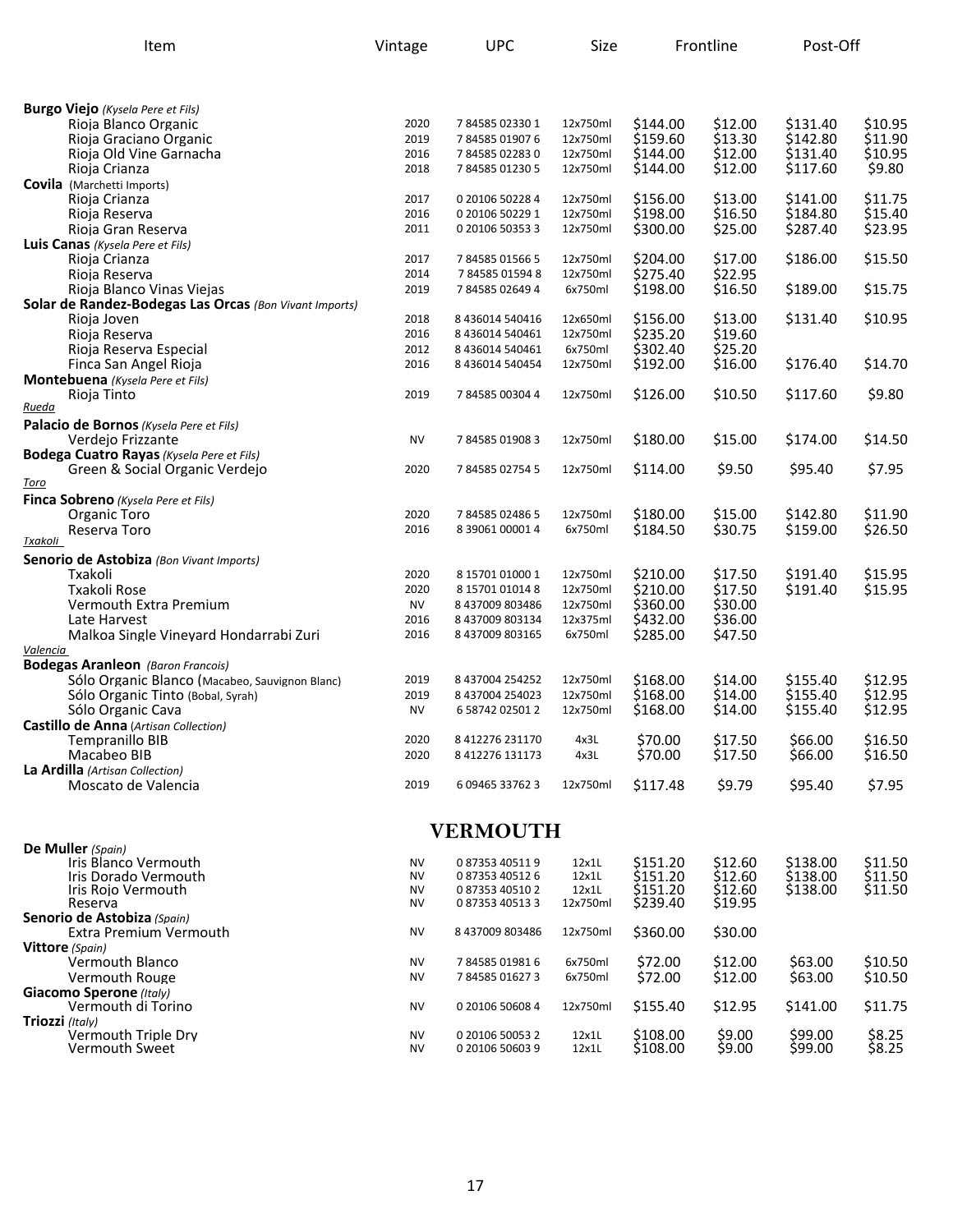| Item | Vintage | UPC | Size | Frontline | | Post-Off | |
|---|---|---|---|---|---|---|---|
| **Burgo Viejo** *(Kysela Pere et Fils)* | | | | | | | |
| Rioja Blanco Organic | 2020 | 7 84585 02330 1 | 12x750ml | $144.00 | $12.00 | $131.40 | $10.95 |
| Rioja Graciano Organic | 2019 | 7 84585 01907 6 | 12x750ml | $159.60 | $13.30 | $142.80 | $11.90 |
| Rioja Old Vine Garnacha | 2016 | 7 84585 02283 0 | 12x750ml | $144.00 | $12.00 | $131.40 | $10.95 |
| Rioja Crianza | 2018 | 7 84585 01230 5 | 12x750ml | $144.00 | $12.00 | $117.60 | $9.80 |
| **Covila** (Marchetti Imports) | | | | | | | |
| Rioja Crianza | 2017 | 0 20106 50228 4 | 12x750ml | $156.00 | $13.00 | $141.00 | $11.75 |
| Rioja Reserva | 2016 | 0 20106 50229 1 | 12x750ml | $198.00 | $16.50 | $184.80 | $15.40 |
| Rioja Gran Reserva | 2011 | 0 20106 50353 3 | 12x750ml | $300.00 | $25.00 | $287.40 | $23.95 |
| **Luis Canas** *(Kysela Pere et Fils)* | | | | | | | |
| Rioja Crianza | 2017 | 7 84585 01566 5 | 12x750ml | $204.00 | $17.00 | $186.00 | $15.50 |
| Rioja Reserva | 2014 | 7 84585 01594 8 | 12x750ml | $275.40 | $22.95 | | |
| Rioja Blanco Vinas Viejas | 2019 | 7 84585 02649 4 | 6x750ml | $198.00 | $16.50 | $189.00 | $15.75 |
| **Solar de Randez-Bodegas Las Orcas** *(Bon Vivant Imports)* | | | | | | | |
| Rioja Joven | 2018 | 8 436014 540416 | 12x650ml | $156.00 | $13.00 | $131.40 | $10.95 |
| Rioja Reserva | 2016 | 8 436014 540461 | 12x750ml | $235.20 | $19.60 | | |
| Rioja Reserva Especial | 2012 | 8 436014 540461 | 6x750ml | $302.40 | $25.20 | | |
| Finca San Angel Rioja | 2016 | 8 436014 540454 | 12x750ml | $192.00 | $16.00 | $176.40 | $14.70 |
| **Montebuena** *(Kysela Pere et Fils)* | | | | | | | |
| Rioja Tinto | 2019 | 7 84585 00304 4 | 12x750ml | $126.00 | $10.50 | $117.60 | $9.80 |
| *Rueda* | | | | | | | |
| **Palacio de Bornos** *(Kysela Pere et Fils)* | | | | | | | |
| Verdejo Frizzante | NV | 7 84585 01908 3 | 12x750ml | $180.00 | $15.00 | $174.00 | $14.50 |
| **Bodega Cuatro Rayas** *(Kysela Pere et Fils)* | | | | | | | |
| Green & Social Organic Verdejo | 2020 | 7 84585 02754 5 | 12x750ml | $114.00 | $9.50 | $95.40 | $7.95 |
| *Toro* | | | | | | | |
| **Finca Sobreno** *(Kysela Pere et Fils)* | | | | | | | |
| Organic Toro | 2020 | 7 84585 02486 5 | 12x750ml | $180.00 | $15.00 | $142.80 | $11.90 |
| Reserva Toro | 2016 | 8 39061 00001 4 | 6x750ml | $184.50 | $30.75 | $159.00 | $26.50 |
| *Txakoli* | | | | | | | |
| **Senorio de Astobiza** *(Bon Vivant Imports)* | | | | | | | |
| Txakoli | 2020 | 8 15701 01000 1 | 12x750ml | $210.00 | $17.50 | $191.40 | $15.95 |
| Txakoli Rose | 2020 | 8 15701 01014 8 | 12x750ml | $210.00 | $17.50 | $191.40 | $15.95 |
| Vermouth Extra Premium | NV | 8 437009 803486 | 12x750ml | $360.00 | $30.00 | | |
| Late Harvest | 2016 | 8 437009 803134 | 12x375ml | $432.00 | $36.00 | | |
| Malkoa Single Vineyard Hondarrabi Zuri | 2016 | 8 437009 803165 | 6x750ml | $285.00 | $47.50 | | |
| *Valencia* | | | | | | | |
| **Bodegas Aranleon** *(Baron Francois)* | | | | | | | |
| Sólo Organic Blanco (Macabeo, Sauvignon Blanc) | 2019 | 8 437004 254252 | 12x750ml | $168.00 | $14.00 | $155.40 | $12.95 |
| Sólo Organic Tinto (Bobal, Syrah) | 2019 | 8 437004 254023 | 12x750ml | $168.00 | $14.00 | $155.40 | $12.95 |
| Sólo Organic Cava | NV | 6 58742 02501 2 | 12x750ml | $168.00 | $14.00 | $155.40 | $12.95 |
| **Castillo de Anna** (*Artisan Collection)* | | | | | | | |
| Tempranillo BIB | 2020 | 8 412276 231170 | 4x3L | $70.00 | $17.50 | $66.00 | $16.50 |
| Macabeo BIB | 2020 | 8 412276 131173 | 4x3L | $70.00 | $17.50 | $66.00 | $16.50 |
| **La Ardilla** *(Artisan Collection)* | | | | | | | |
| Moscato de Valencia | 2019 | 6 09465 33762 3 | 12x750ml | $117.48 | $9.79 | $95.40 | $7.95 |

## VERMOUTH

| Item | Vintage | UPC | Size | Frontline | | Post-Off | |
|---|---|---|---|---|---|---|---|
| **De Muller** *(Spain)* | | | | | | | |
| Iris Blanco Vermouth | NV | 0 87353 40511 9 | 12x1L | $151.20 | $12.60 | $138.00 | $11.50 |
| Iris Dorado Vermouth | NV | 0 87353 40512 6 | 12x1L | $151.20 | $12.60 | $138.00 | $11.50 |
| Iris Rojo Vermouth | NV | 0 87353 40510 2 | 12x1L | $151.20 | $12.60 | $138.00 | $11.50 |
| Reserva | NV | 0 87353 40513 3 | 12x750ml | $239.40 | $19.95 | | |
| **Senorio de Astobiza** *(Spain)* | | | | | | | |
| Extra Premium Vermouth | NV | 8 437009 803486 | 12x750ml | $360.00 | $30.00 | | |
| **Vittore** *(Spain)* | | | | | | | |
| Vermouth Blanco | NV | 7 84585 01981 6 | 6x750ml | $72.00 | $12.00 | $63.00 | $10.50 |
| Vermouth Rouge | NV | 7 84585 01627 3 | 6x750ml | $72.00 | $12.00 | $63.00 | $10.50 |
| **Giacomo Sperone** *(Italy)* | | | | | | | |
| Vermouth di Torino | NV | 0 20106 50608 4 | 12x750ml | $155.40 | $12.95 | $141.00 | $11.75 |
| **Triozzi** *(Italy)* | | | | | | | |
| Vermouth Triple Dry | NV | 0 20106 50053 2 | 12x1L | $108.00 | $9.00 | $99.00 | $8.25 |
| Vermouth Sweet | NV | 0 20106 50603 9 | 12x1L | $108.00 | $9.00 | $99.00 | $8.25 |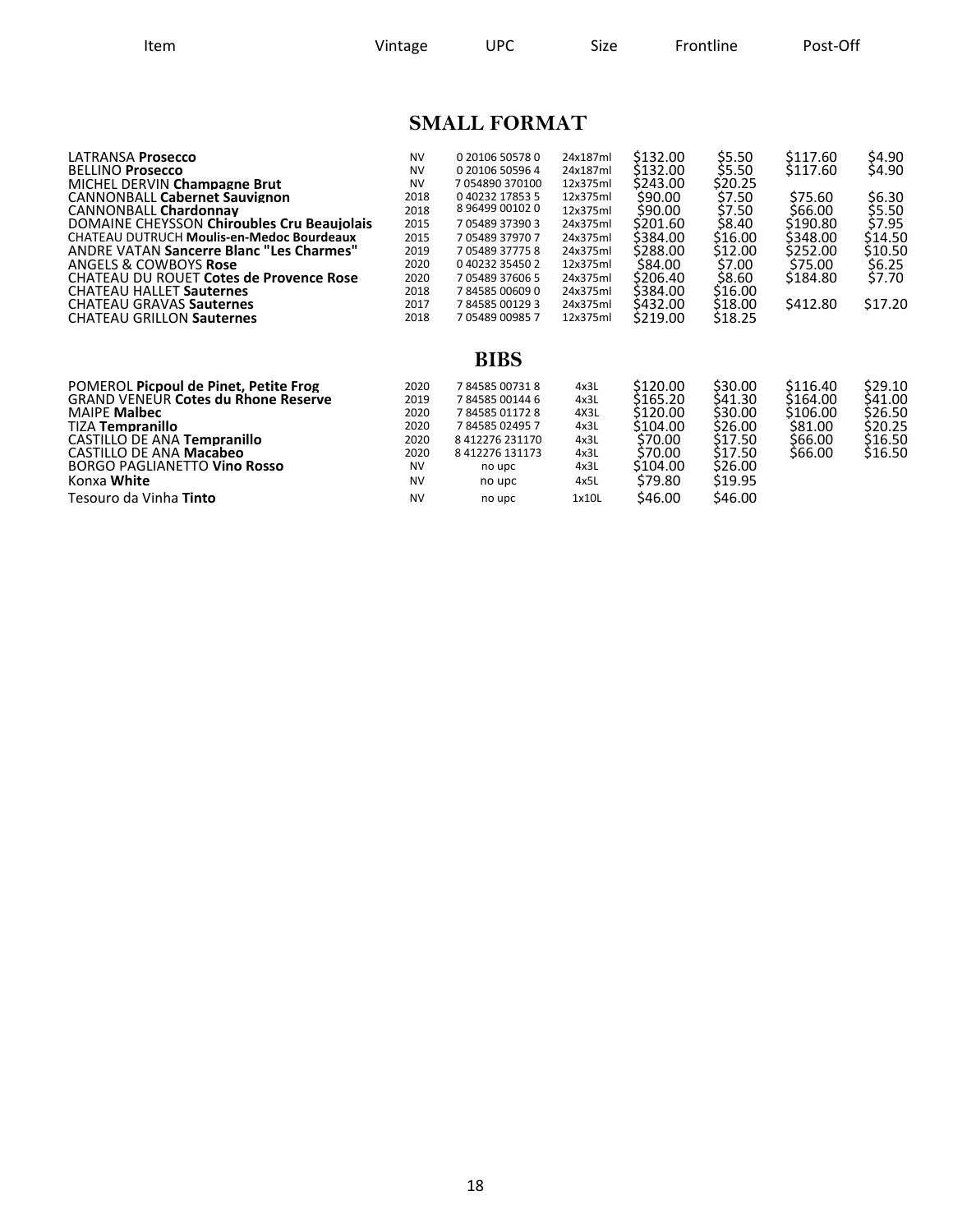| Item | Vintage | UPC | Size | Frontline | | Post-Off | |
|---|---|---|---|---|---|---|---|

## SMALL FORMAT

| Item | Vintage | UPC | Size | Frontline | | Post-Off | |
|---|---|---|---|---|---|---|---|
| LATRANSA **Prosecco** | NV | 0 20106 50578 0 | 24x187ml | $132.00 | $5.50 | $117.60 | $4.90 |
| BELLINO **Prosecco** | NV | 0 20106 50596 4 | 24x187ml | $132.00 | $5.50 | $117.60 | $4.90 |
| MICHEL DERVIN **Champagne Brut** | NV | 7 054890 370100 | 12x375ml | $243.00 | $20.25 | | |
| CANNONBALL **Cabernet Sauvignon** | 2018 | 0 40232 17853 5 | 12x375ml | $90.00 | $7.50 | $75.60 | $6.30 |
| CANNONBALL **Chardonnay** | 2018 | 8 96499 00102 0 | 12x375ml | $90.00 | $7.50 | $66.00 | $5.50 |
| DOMAINE CHEYSSON **Chiroubles Cru Beaujolais** | 2015 | 7 05489 37390 3 | 24x375ml | $201.60 | $8.40 | $190.80 | $7.95 |
| CHATEAU DUTRUCH **Moulis-en-Medoc Bourdeaux** | 2015 | 7 05489 37970 7 | 24x375ml | $384.00 | $16.00 | $348.00 | $14.50 |
| ANDRE VATAN **Sancerre Blanc "Les Charmes"** | 2019 | 7 05489 37775 8 | 24x375ml | $288.00 | $12.00 | $252.00 | $10.50 |
| ANGELS & COWBOYS **Rose** | 2020 | 0 40232 35450 2 | 12x375ml | $84.00 | $7.00 | $75.00 | $6.25 |
| CHATEAU DU ROUET **Cotes de Provence Rose** | 2020 | 7 05489 37606 5 | 24x375ml | $206.40 | $8.60 | $184.80 | $7.70 |
| CHATEAU HALLET **Sauternes** | 2018 | 7 84585 00609 0 | 24x375ml | $384.00 | $16.00 | | |
| CHATEAU GRAVAS **Sauternes** | 2017 | 7 84585 00129 3 | 24x375ml | $432.00 | $18.00 | $412.80 | $17.20 |
| CHATEAU GRILLON **Sauternes** | 2018 | 7 05489 00985 7 | 12x375ml | $219.00 | $18.25 | | |

## BIBS

| Item | Vintage | UPC | Size | Frontline | | Post-Off | |
|---|---|---|---|---|---|---|---|
| POMEROL **Picpoul de Pinet, Petite Frog** | 2020 | 7 84585 00731 8 | 4x3L | $120.00 | $30.00 | $116.40 | $29.10 |
| GRAND VENEUR **Cotes du Rhone Reserve** | 2019 | 7 84585 00144 6 | 4x3L | $165.20 | $41.30 | $164.00 | $41.00 |
| MAIPE **Malbec** | 2020 | 7 84585 01172 8 | 4X3L | $120.00 | $30.00 | $106.00 | $26.50 |
| TIZA **Tempranillo** | 2020 | 7 84585 02495 7 | 4x3L | $104.00 | $26.00 | $81.00 | $20.25 |
| CASTILLO DE ANA **Tempranillo** | 2020 | 8 412276 231170 | 4x3L | $70.00 | $17.50 | $66.00 | $16.50 |
| CASTILLO DE ANA **Macabeo** | 2020 | 8 412276 131173 | 4x3L | $70.00 | $17.50 | $66.00 | $16.50 |
| BORGO PAGLIANETTO **Vino Rosso** | NV | no upc | 4x3L | $104.00 | $26.00 | | |
| Konxa **White** | NV | no upc | 4x5L | $79.80 | $19.95 | | |
| Tesouro da Vinha **Tinto** | NV | no upc | 1x10L | $46.00 | $46.00 | | |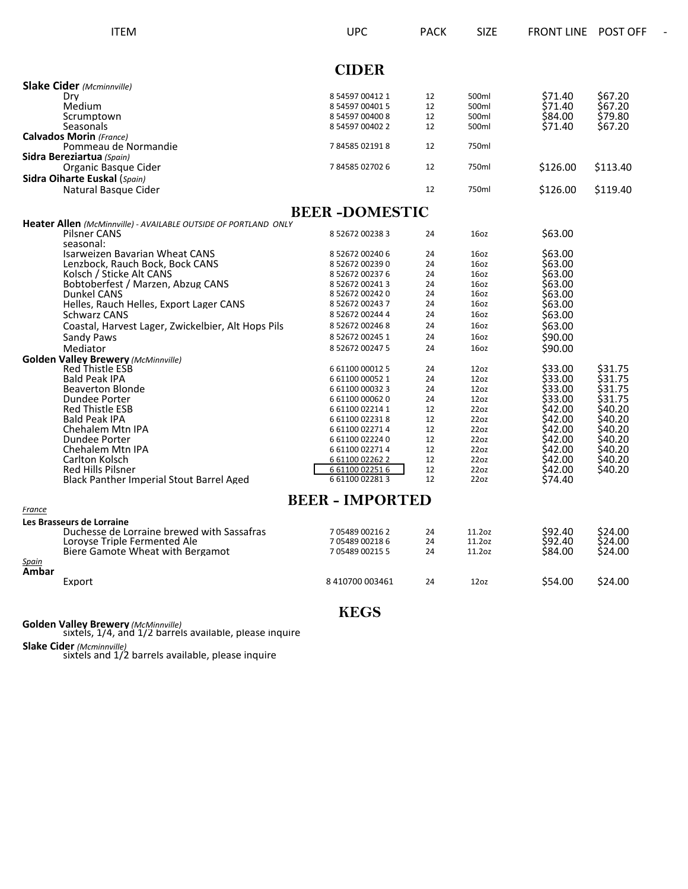| ITEM | UPC | PACK | SIZE | FRONT LINE | POST OFF |
|---|---|---|---|---|---|
| **CIDER** | | | | | |
| **Slake Cider** *(Mcminnville)* | | | | | |
| Dry | 8 54597 00412 1 | 12 | 500ml | $71.40 | $67.20 |
| Medium | 8 54597 00401 5 | 12 | 500ml | $71.40 | $67.20 |
| Scrumptown | 8 54597 00400 8 | 12 | 500ml | $84.00 | $79.80 |
| Seasonals | 8 54597 00402 2 | 12 | 500ml | $71.40 | $67.20 |
| **Calvados Morin** *(France)* | | | | | |
| Pommeau de Normandie | 7 84585 02191 8 | 12 | 750ml | | |
| **Sidra Bereziartua** *(Spain)* | | | | | |
| Organic Basque Cider | 7 84585 02702 6 | 12 | 750ml | $126.00 | $113.40 |
| **Sidra Oiharte Euskal** (*Spain*) | | | | | |
| Natural Basque Cider | | 12 | 750ml | $126.00 | $119.40 |
| **BEER -DOMESTIC** | | | | | |
| **Heater Allen** *(McMinnville) - AVAILABLE OUTSIDE OF PORTLAND ONLY* | | | | | |
| Pilsner CANS | 8 52672 00238 3 | 24 | 16oz | $63.00 | |
| seasonal: | | | | | |
| Isarweizen Bavarian Wheat CANS | 8 52672 00240 6 | 24 | 16oz | $63.00 | |
| Lenzbock, Rauch Bock, Bock CANS | 8 52672 00239 0 | 24 | 16oz | $63.00 | |
| Kolsch / Sticke Alt CANS | 8 52672 00237 6 | 24 | 16oz | $63.00 | |
| Bobtoberfest / Marzen, Abzug CANS | 8 52672 00241 3 | 24 | 16oz | $63.00 | |
| Dunkel CANS | 8 52672 00242 0 | 24 | 16oz | $63.00 | |
| Helles, Rauch Helles, Export Lager CANS | 8 52672 00243 7 | 24 | 16oz | $63.00 | |
| Schwarz CANS | 8 52672 00244 4 | 24 | 16oz | $63.00 | |
| Coastal, Harvest Lager, Zwickelbier, Alt Hops Pils | 8 52672 00246 8 | 24 | 16oz | $63.00 | |
| Sandy Paws | 8 52672 00245 1 | 24 | 16oz | $90.00 | |
| Mediator | 8 52672 00247 5 | 24 | 16oz | $90.00 | |
| **Golden Valley Brewery** *(McMinnville)* | | | | | |
| Red Thistle ESB | 6 61100 00012 5 | 24 | 12oz | $33.00 | $31.75 |
| Bald Peak IPA | 6 61100 00052 1 | 24 | 12oz | $33.00 | $31.75 |
| Beaverton Blonde | 6 61100 00032 3 | 24 | 12oz | $33.00 | $31.75 |
| Dundee Porter | 6 61100 00062 0 | 24 | 12oz | $33.00 | $31.75 |
| Red Thistle ESB | 6 61100 02214 1 | 12 | 22oz | $42.00 | $40.20 |
| Bald Peak IPA | 6 61100 02231 8 | 12 | 22oz | $42.00 | $40.20 |
| Chehalem Mtn IPA | 6 61100 02271 4 | 12 | 22oz | $42.00 | $40.20 |
| Dundee Porter | 6 61100 02224 0 | 12 | 22oz | $42.00 | $40.20 |
| Chehalem Mtn IPA | 6 61100 02271 4 | 12 | 22oz | $42.00 | $40.20 |
| Carlton Kolsch | 6 61100 02262 2 | 12 | 22oz | $42.00 | $40.20 |
| Red Hills Pilsner | 6 61100 02251 6 | 12 | 22oz | $42.00 | $40.20 |
| Black Panther Imperial Stout Barrel Aged | 6 61100 02281 3 | 12 | 22oz | $74.40 | |
| **BEER - IMPORTED** | | | | | |
| *France* | | | | | |
| **Les Brasseurs de Lorraine** | | | | | |
| Duchesse de Lorraine brewed with Sassafras | 7 05489 00216 2 | 24 | 11.2oz | $92.40 | $24.00 |
| Loroyse Triple Fermented Ale | 7 05489 00218 6 | 24 | 11.2oz | $92.40 | $24.00 |
| Biere Gamote Wheat with Bergamot | 7 05489 00215 5 | 24 | 11.2oz | $84.00 | $24.00 |
| *Spain* | | | | | |
| **Ambar** | | | | | |
| Export | 8 410700 003461 | 24 | 12oz | $54.00 | $24.00 |

## KEGS

**Golden Valley Brewery** *(McMinnville)*
sixtels, 1/4, and 1/2 barrels available, please inquire

**Slake Cider** *(Mcminnville)*
sixtels and 1/2 barrels available, please inquire